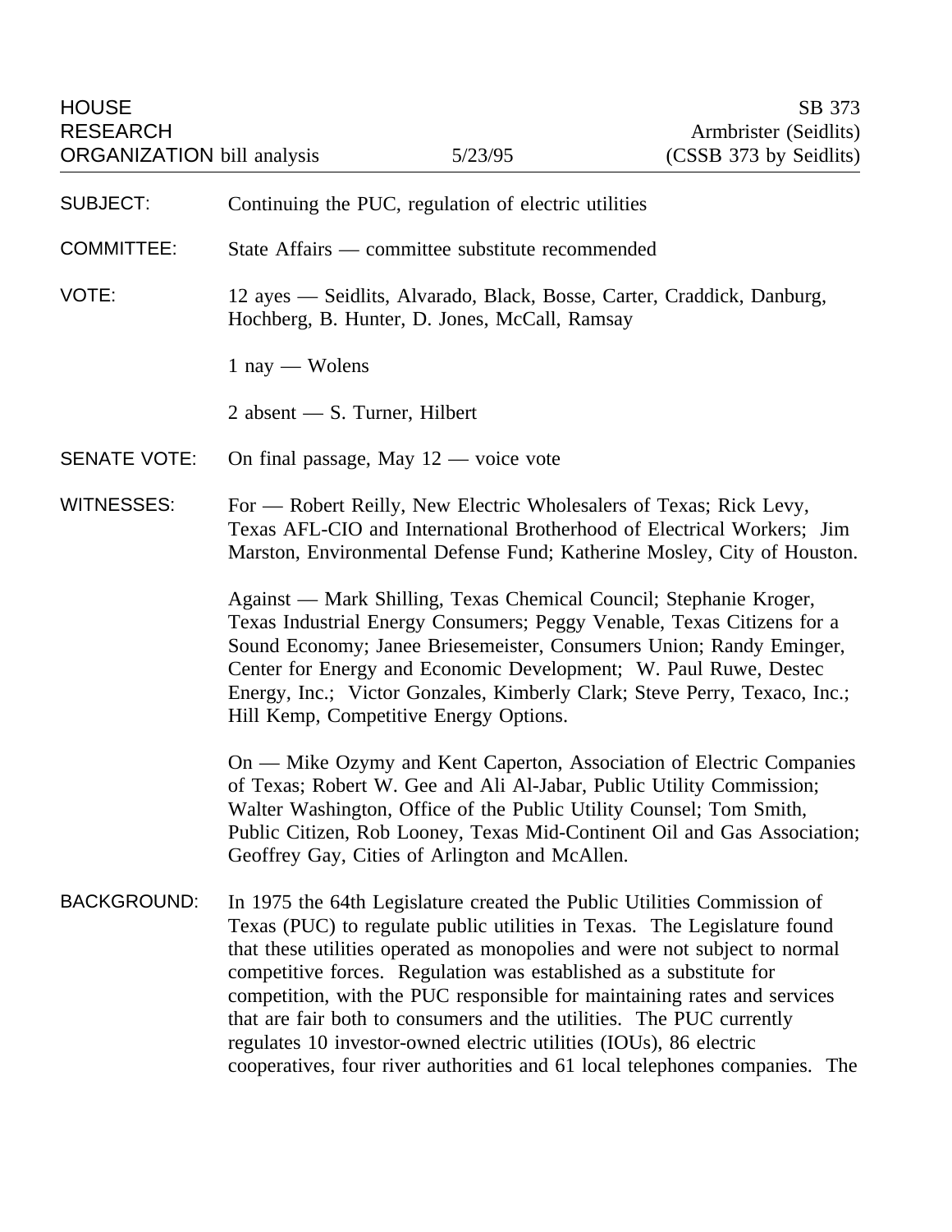HOUSE RESEARCH ORGANIZATION bill analysis — 5/23/95

SB 373
Armbrister (Seidlits)
(CSSB 373 by Seidlits)

**SUBJECT:** Continuing the PUC, regulation of electric utilities

**COMMITTEE:** State Affairs — committee substitute recommended

**VOTE:** 12 ayes — Seidlits, Alvarado, Black, Bosse, Carter, Craddick, Danburg, Hochberg, B. Hunter, D. Jones, McCall, Ramsay

1 nay — Wolens

2 absent — S. Turner, Hilbert

**SENATE VOTE:** On final passage, May 12 — voice vote

**WITNESSES:** For — Robert Reilly, New Electric Wholesalers of Texas; Rick Levy, Texas AFL-CIO and International Brotherhood of Electrical Workers; Jim Marston, Environmental Defense Fund; Katherine Mosley, City of Houston.

Against — Mark Shilling, Texas Chemical Council; Stephanie Kroger, Texas Industrial Energy Consumers; Peggy Venable, Texas Citizens for a Sound Economy; Janee Briesemeister, Consumers Union; Randy Eminger, Center for Energy and Economic Development; W. Paul Ruwe, Destec Energy, Inc.; Victor Gonzales, Kimberly Clark; Steve Perry, Texaco, Inc.; Hill Kemp, Competitive Energy Options.

On — Mike Ozymy and Kent Caperton, Association of Electric Companies of Texas; Robert W. Gee and Ali Al-Jabar, Public Utility Commission; Walter Washington, Office of the Public Utility Counsel; Tom Smith, Public Citizen, Rob Looney, Texas Mid-Continent Oil and Gas Association; Geoffrey Gay, Cities of Arlington and McAllen.

**BACKGROUND:** In 1975 the 64th Legislature created the Public Utilities Commission of Texas (PUC) to regulate public utilities in Texas. The Legislature found that these utilities operated as monopolies and were not subject to normal competitive forces. Regulation was established as a substitute for competition, with the PUC responsible for maintaining rates and services that are fair both to consumers and the utilities. The PUC currently regulates 10 investor-owned electric utilities (IOUs), 86 electric cooperatives, four river authorities and 61 local telephones companies. The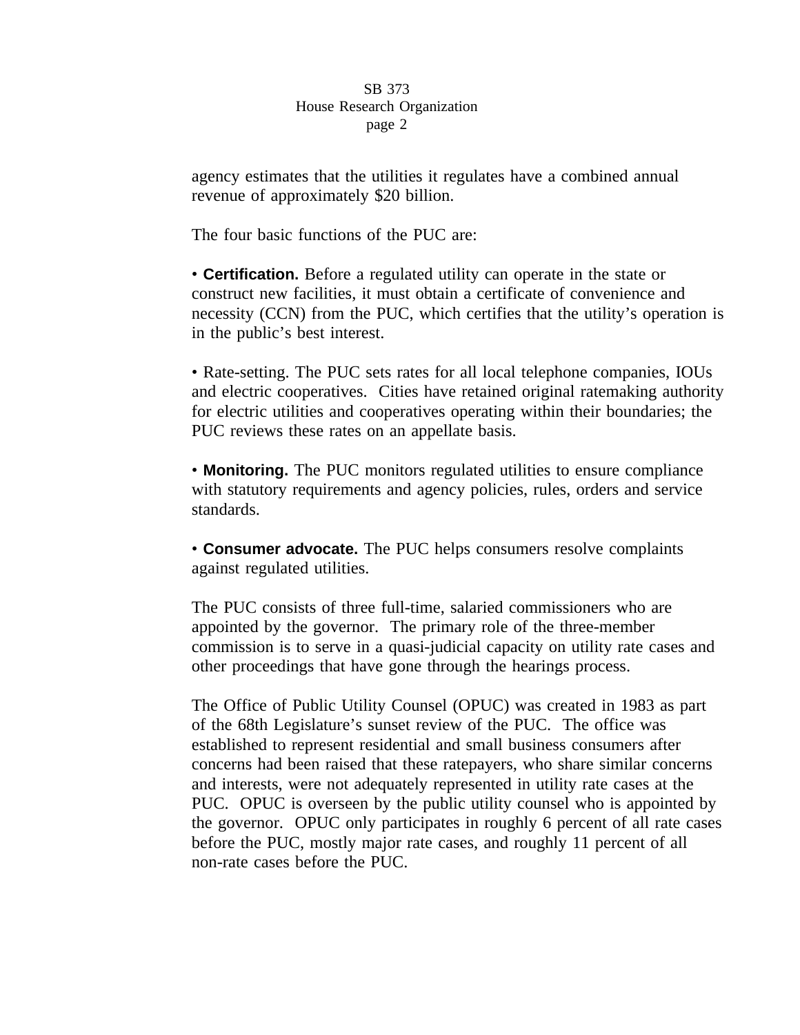agency estimates that the utilities it regulates have a combined annual revenue of approximately $20 billion.

The four basic functions of the PUC are:

- **Certification.** Before a regulated utility can operate in the state or construct new facilities, it must obtain a certificate of convenience and necessity (CCN) from the PUC, which certifies that the utility's operation is in the public's best interest.

- Rate-setting. The PUC sets rates for all local telephone companies, IOUs and electric cooperatives. Cities have retained original ratemaking authority for electric utilities and cooperatives operating within their boundaries; the PUC reviews these rates on an appellate basis.

- **Monitoring.** The PUC monitors regulated utilities to ensure compliance with statutory requirements and agency policies, rules, orders and service standards.

- **Consumer advocate.** The PUC helps consumers resolve complaints against regulated utilities.

The PUC consists of three full-time, salaried commissioners who are appointed by the governor. The primary role of the three-member commission is to serve in a quasi-judicial capacity on utility rate cases and other proceedings that have gone through the hearings process.

The Office of Public Utility Counsel (OPUC) was created in 1983 as part of the 68th Legislature's sunset review of the PUC. The office was established to represent residential and small business consumers after concerns had been raised that these ratepayers, who share similar concerns and interests, were not adequately represented in utility rate cases at the PUC. OPUC is overseen by the public utility counsel who is appointed by the governor. OPUC only participates in roughly 6 percent of all rate cases before the PUC, mostly major rate cases, and roughly 11 percent of all non-rate cases before the PUC.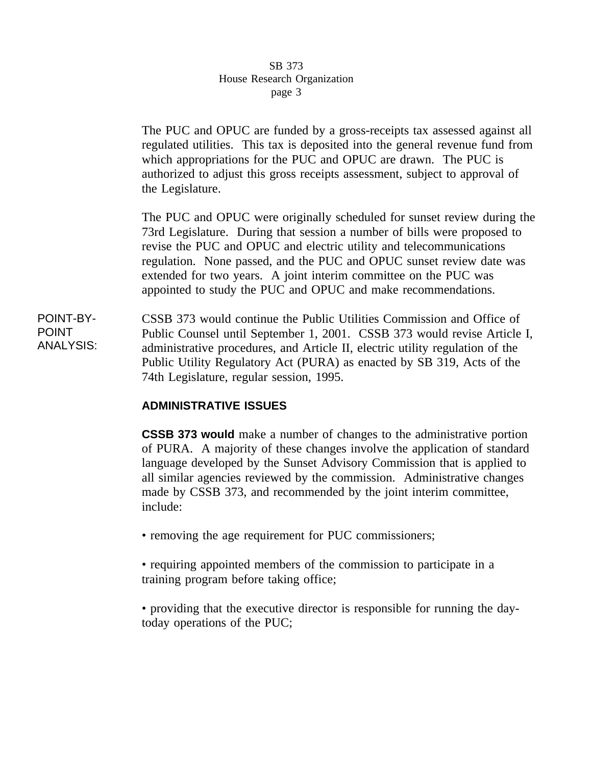The PUC and OPUC are funded by a gross-receipts tax assessed against all regulated utilities. This tax is deposited into the general revenue fund from which appropriations for the PUC and OPUC are drawn. The PUC is authorized to adjust this gross receipts assessment, subject to approval of the Legislature.

The PUC and OPUC were originally scheduled for sunset review during the 73rd Legislature. During that session a number of bills were proposed to revise the PUC and OPUC and electric utility and telecommunications regulation. None passed, and the PUC and OPUC sunset review date was extended for two years. A joint interim committee on the PUC was appointed to study the PUC and OPUC and make recommendations.

POINT-BY-POINT ANALYSIS:

CSSB 373 would continue the Public Utilities Commission and Office of Public Counsel until September 1, 2001. CSSB 373 would revise Article I, administrative procedures, and Article II, electric utility regulation of the Public Utility Regulatory Act (PURA) as enacted by SB 319, Acts of the 74th Legislature, regular session, 1995.

**ADMINISTRATIVE ISSUES**

**CSSB 373 would** make a number of changes to the administrative portion of PURA. A majority of these changes involve the application of standard language developed by the Sunset Advisory Commission that is applied to all similar agencies reviewed by the commission. Administrative changes made by CSSB 373, and recommended by the joint interim committee, include:

- removing the age requirement for PUC commissioners;

- requiring appointed members of the commission to participate in a training program before taking office;

- providing that the executive director is responsible for running the day-today operations of the PUC;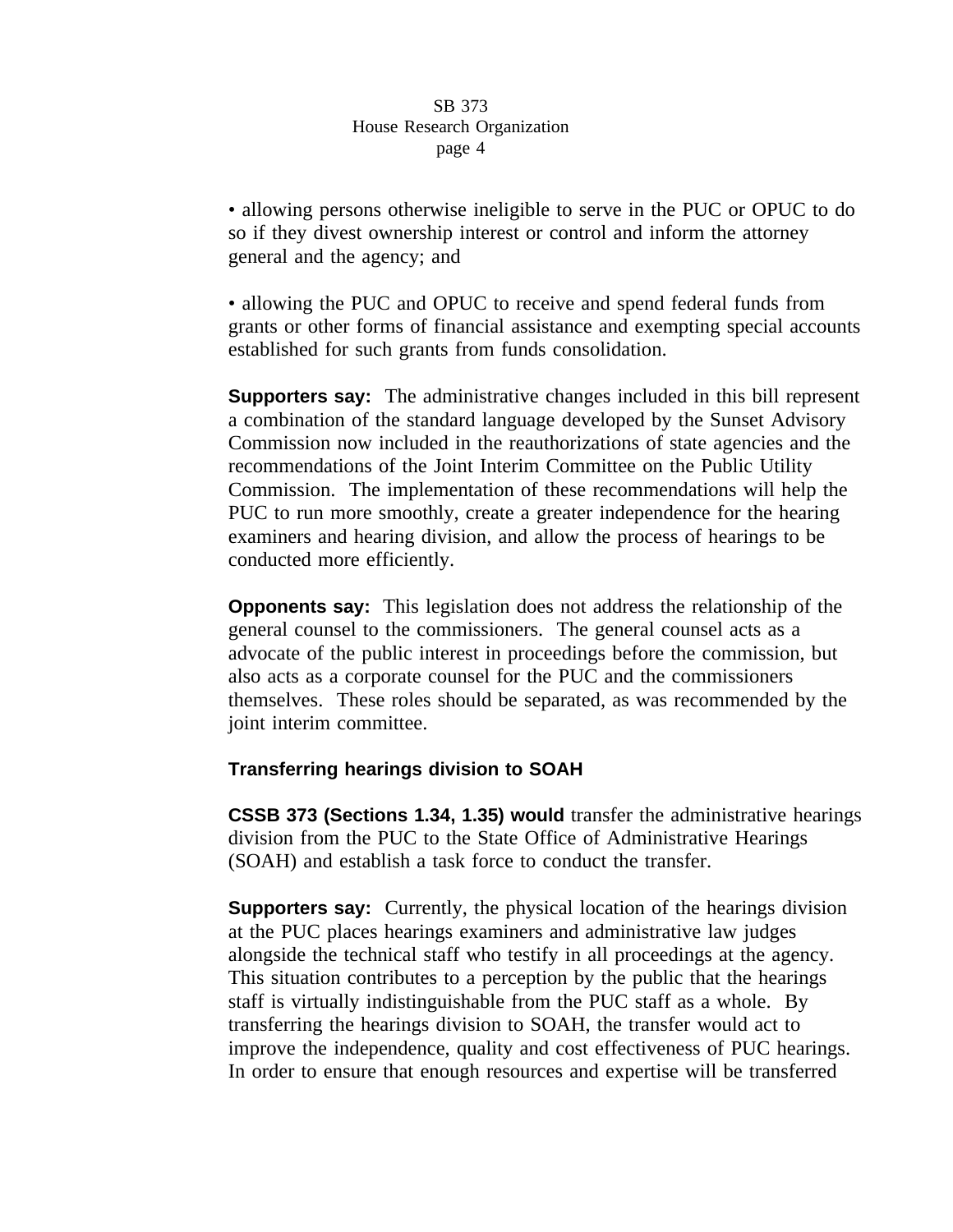• allowing persons otherwise ineligible to serve in the PUC or OPUC to do so if they divest ownership interest or control and inform the attorney general and the agency; and

• allowing the PUC and OPUC to receive and spend federal funds from grants or other forms of financial assistance and exempting special accounts established for such grants from funds consolidation.

**Supporters say:** The administrative changes included in this bill represent a combination of the standard language developed by the Sunset Advisory Commission now included in the reauthorizations of state agencies and the recommendations of the Joint Interim Committee on the Public Utility Commission. The implementation of these recommendations will help the PUC to run more smoothly, create a greater independence for the hearing examiners and hearing division, and allow the process of hearings to be conducted more efficiently.

**Opponents say:** This legislation does not address the relationship of the general counsel to the commissioners. The general counsel acts as a advocate of the public interest in proceedings before the commission, but also acts as a corporate counsel for the PUC and the commissioners themselves. These roles should be separated, as was recommended by the joint interim committee.

**Transferring hearings division to SOAH**

**CSSB 373 (Sections 1.34, 1.35) would** transfer the administrative hearings division from the PUC to the State Office of Administrative Hearings (SOAH) and establish a task force to conduct the transfer.

**Supporters say:** Currently, the physical location of the hearings division at the PUC places hearings examiners and administrative law judges alongside the technical staff who testify in all proceedings at the agency. This situation contributes to a perception by the public that the hearings staff is virtually indistinguishable from the PUC staff as a whole. By transferring the hearings division to SOAH, the transfer would act to improve the independence, quality and cost effectiveness of PUC hearings. In order to ensure that enough resources and expertise will be transferred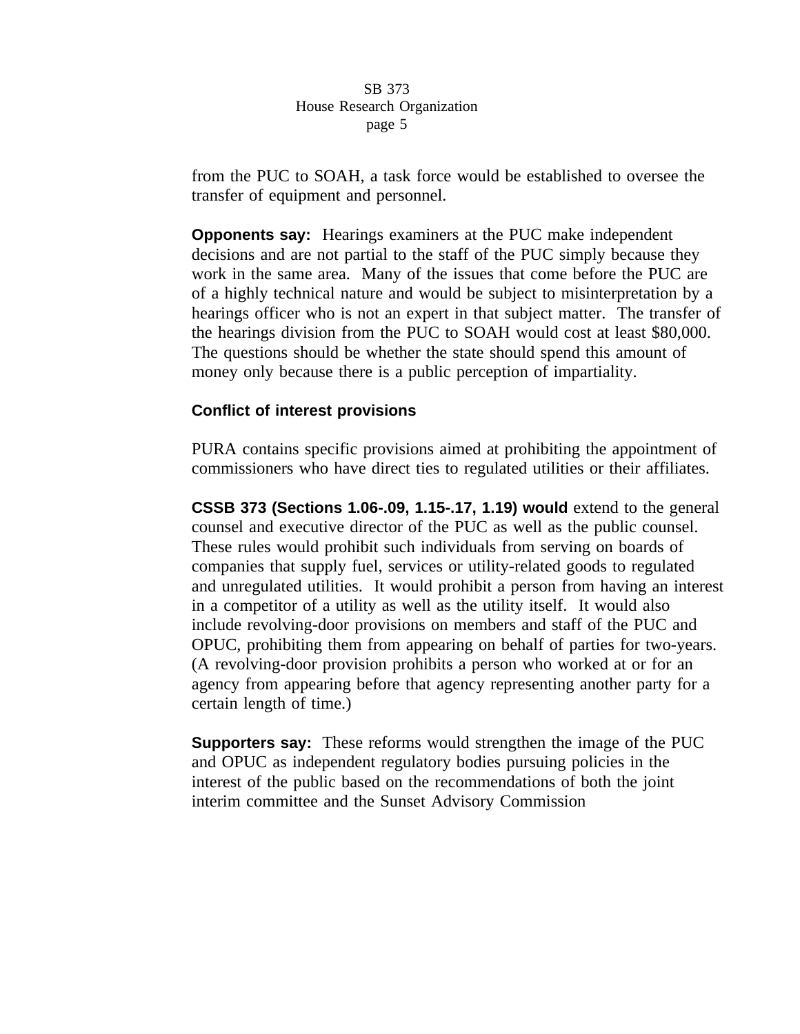from the PUC to SOAH, a task force would be established to oversee the transfer of equipment and personnel.

**Opponents say:** Hearings examiners at the PUC make independent decisions and are not partial to the staff of the PUC simply because they work in the same area. Many of the issues that come before the PUC are of a highly technical nature and would be subject to misinterpretation by a hearings officer who is not an expert in that subject matter. The transfer of the hearings division from the PUC to SOAH would cost at least $80,000. The questions should be whether the state should spend this amount of money only because there is a public perception of impartiality.

**Conflict of interest provisions**

PURA contains specific provisions aimed at prohibiting the appointment of commissioners who have direct ties to regulated utilities or their affiliates.

**CSSB 373 (Sections 1.06-.09, 1.15-.17, 1.19) would** extend to the general counsel and executive director of the PUC as well as the public counsel. These rules would prohibit such individuals from serving on boards of companies that supply fuel, services or utility-related goods to regulated and unregulated utilities. It would prohibit a person from having an interest in a competitor of a utility as well as the utility itself. It would also include revolving-door provisions on members and staff of the PUC and OPUC, prohibiting them from appearing on behalf of parties for two-years. (A revolving-door provision prohibits a person who worked at or for an agency from appearing before that agency representing another party for a certain length of time.)

**Supporters say:** These reforms would strengthen the image of the PUC and OPUC as independent regulatory bodies pursuing policies in the interest of the public based on the recommendations of both the joint interim committee and the Sunset Advisory Commission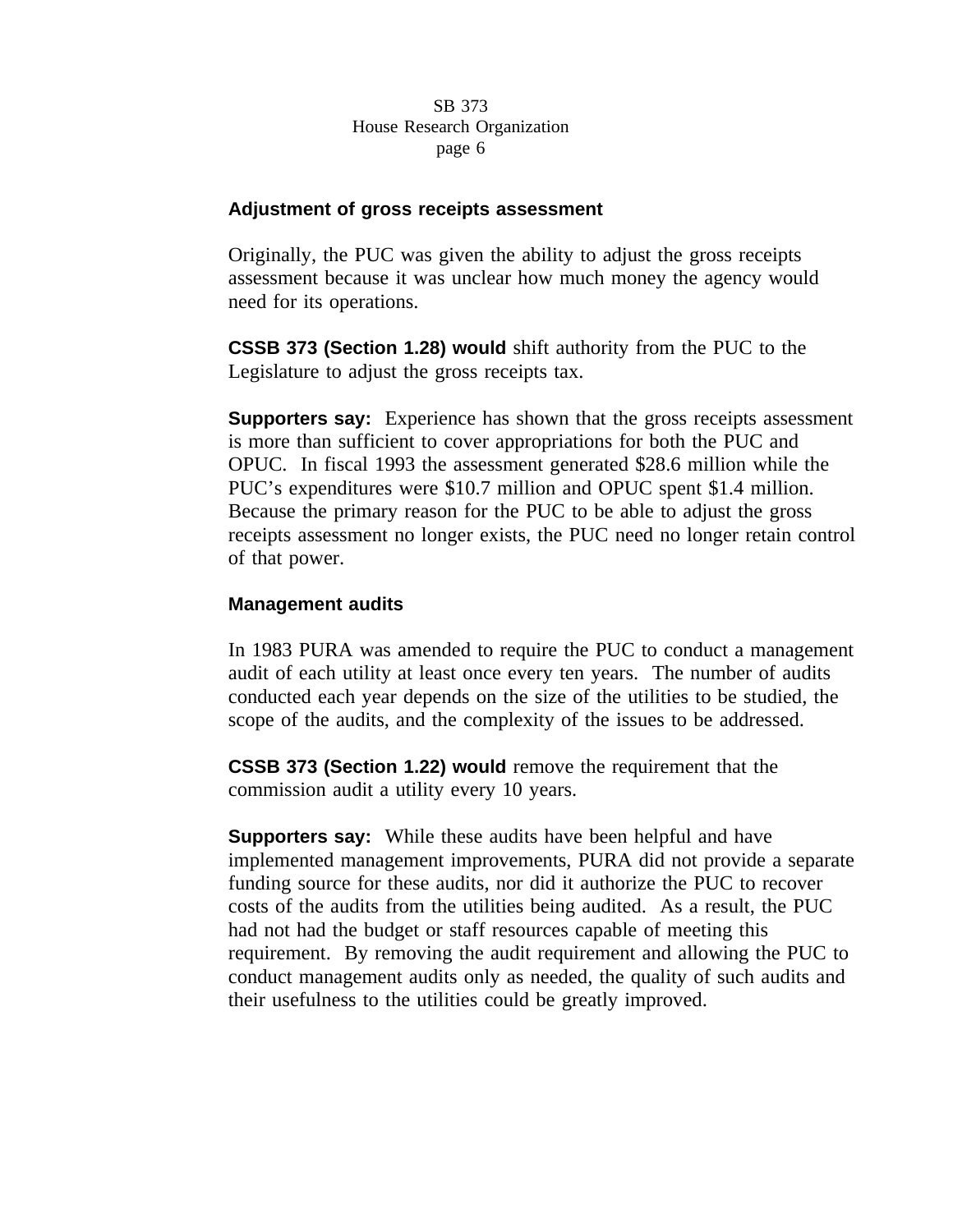### Adjustment of gross receipts assessment

Originally, the PUC was given the ability to adjust the gross receipts assessment because it was unclear how much money the agency would need for its operations.

**CSSB 373 (Section 1.28) would** shift authority from the PUC to the Legislature to adjust the gross receipts tax.

**Supporters say:** Experience has shown that the gross receipts assessment is more than sufficient to cover appropriations for both the PUC and OPUC. In fiscal 1993 the assessment generated $28.6 million while the PUC's expenditures were $10.7 million and OPUC spent $1.4 million. Because the primary reason for the PUC to be able to adjust the gross receipts assessment no longer exists, the PUC need no longer retain control of that power.

### Management audits

In 1983 PURA was amended to require the PUC to conduct a management audit of each utility at least once every ten years. The number of audits conducted each year depends on the size of the utilities to be studied, the scope of the audits, and the complexity of the issues to be addressed.

**CSSB 373 (Section 1.22) would** remove the requirement that the commission audit a utility every 10 years.

**Supporters say:** While these audits have been helpful and have implemented management improvements, PURA did not provide a separate funding source for these audits, nor did it authorize the PUC to recover costs of the audits from the utilities being audited. As a result, the PUC had not had the budget or staff resources capable of meeting this requirement. By removing the audit requirement and allowing the PUC to conduct management audits only as needed, the quality of such audits and their usefulness to the utilities could be greatly improved.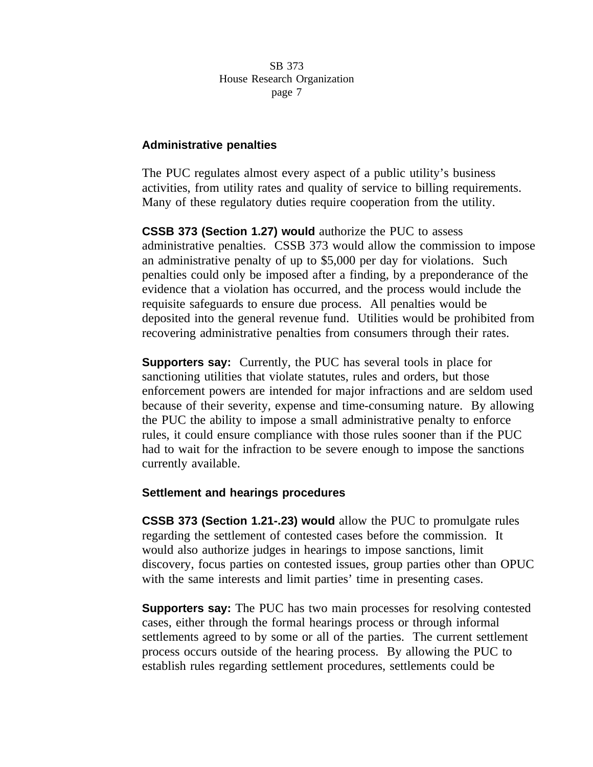### Administrative penalties

The PUC regulates almost every aspect of a public utility's business activities, from utility rates and quality of service to billing requirements. Many of these regulatory duties require cooperation from the utility.

**CSSB 373 (Section 1.27) would** authorize the PUC to assess administrative penalties. CSSB 373 would allow the commission to impose an administrative penalty of up to $5,000 per day for violations. Such penalties could only be imposed after a finding, by a preponderance of the evidence that a violation has occurred, and the process would include the requisite safeguards to ensure due process. All penalties would be deposited into the general revenue fund. Utilities would be prohibited from recovering administrative penalties from consumers through their rates.

**Supporters say:** Currently, the PUC has several tools in place for sanctioning utilities that violate statutes, rules and orders, but those enforcement powers are intended for major infractions and are seldom used because of their severity, expense and time-consuming nature. By allowing the PUC the ability to impose a small administrative penalty to enforce rules, it could ensure compliance with those rules sooner than if the PUC had to wait for the infraction to be severe enough to impose the sanctions currently available.

### Settlement and hearings procedures

**CSSB 373 (Section 1.21-.23) would** allow the PUC to promulgate rules regarding the settlement of contested cases before the commission. It would also authorize judges in hearings to impose sanctions, limit discovery, focus parties on contested issues, group parties other than OPUC with the same interests and limit parties' time in presenting cases.

**Supporters say:** The PUC has two main processes for resolving contested cases, either through the formal hearings process or through informal settlements agreed to by some or all of the parties. The current settlement process occurs outside of the hearing process. By allowing the PUC to establish rules regarding settlement procedures, settlements could be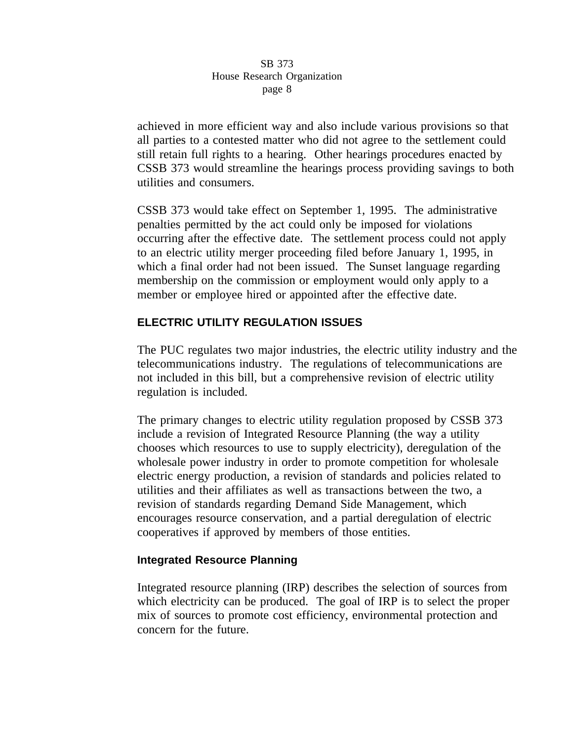achieved in more efficient way and also include various provisions so that all parties to a contested matter who did not agree to the settlement could still retain full rights to a hearing. Other hearings procedures enacted by CSSB 373 would streamline the hearings process providing savings to both utilities and consumers.

CSSB 373 would take effect on September 1, 1995. The administrative penalties permitted by the act could only be imposed for violations occurring after the effective date. The settlement process could not apply to an electric utility merger proceeding filed before January 1, 1995, in which a final order had not been issued. The Sunset language regarding membership on the commission or employment would only apply to a member or employee hired or appointed after the effective date.

## ELECTRIC UTILITY REGULATION ISSUES

The PUC regulates two major industries, the electric utility industry and the telecommunications industry. The regulations of telecommunications are not included in this bill, but a comprehensive revision of electric utility regulation is included.

The primary changes to electric utility regulation proposed by CSSB 373 include a revision of Integrated Resource Planning (the way a utility chooses which resources to use to supply electricity), deregulation of the wholesale power industry in order to promote competition for wholesale electric energy production, a revision of standards and policies related to utilities and their affiliates as well as transactions between the two, a revision of standards regarding Demand Side Management, which encourages resource conservation, and a partial deregulation of electric cooperatives if approved by members of those entities.

### Integrated Resource Planning

Integrated resource planning (IRP) describes the selection of sources from which electricity can be produced. The goal of IRP is to select the proper mix of sources to promote cost efficiency, environmental protection and concern for the future.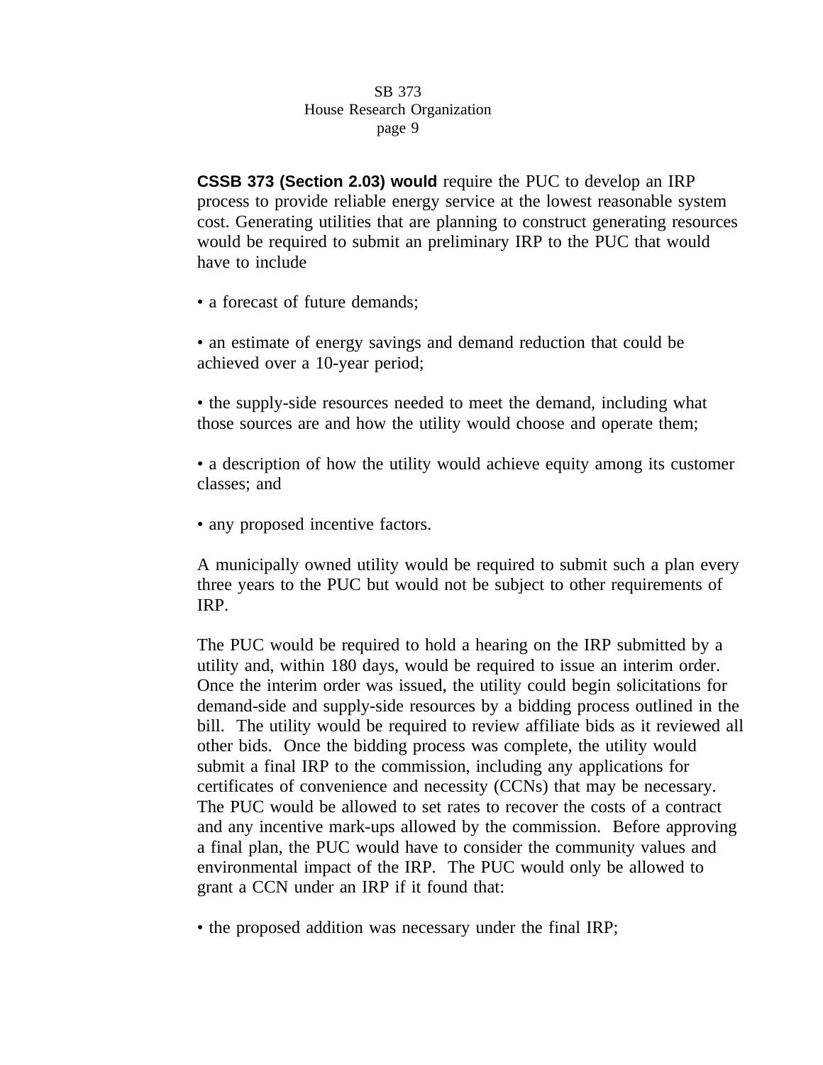**CSSB 373 (Section 2.03) would** require the PUC to develop an IRP process to provide reliable energy service at the lowest reasonable system cost. Generating utilities that are planning to construct generating resources would be required to submit an preliminary IRP to the PUC that would have to include

• a forecast of future demands;

• an estimate of energy savings and demand reduction that could be achieved over a 10-year period;

• the supply-side resources needed to meet the demand, including what those sources are and how the utility would choose and operate them;

• a description of how the utility would achieve equity among its customer classes; and

• any proposed incentive factors.

A municipally owned utility would be required to submit such a plan every three years to the PUC but would not be subject to other requirements of IRP.

The PUC would be required to hold a hearing on the IRP submitted by a utility and, within 180 days, would be required to issue an interim order. Once the interim order was issued, the utility could begin solicitations for demand-side and supply-side resources by a bidding process outlined in the bill. The utility would be required to review affiliate bids as it reviewed all other bids. Once the bidding process was complete, the utility would submit a final IRP to the commission, including any applications for certificates of convenience and necessity (CCNs) that may be necessary. The PUC would be allowed to set rates to recover the costs of a contract and any incentive mark-ups allowed by the commission. Before approving a final plan, the PUC would have to consider the community values and environmental impact of the IRP. The PUC would only be allowed to grant a CCN under an IRP if it found that:

• the proposed addition was necessary under the final IRP;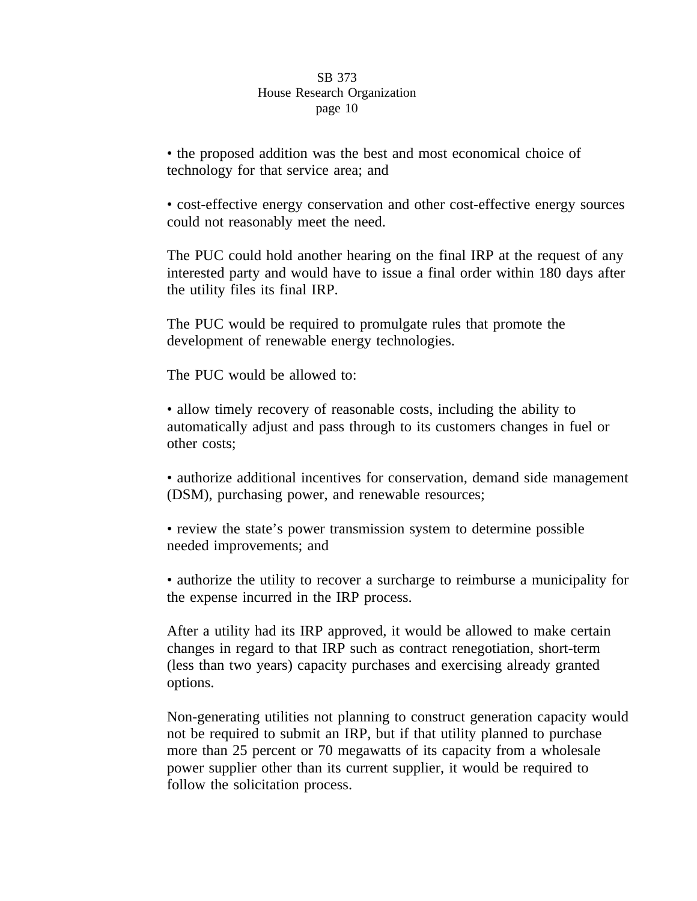- the proposed addition was the best and most economical choice of technology for that service area; and

- cost-effective energy conservation and other cost-effective energy sources could not reasonably meet the need.

The PUC could hold another hearing on the final IRP at the request of any interested party and would have to issue a final order within 180 days after the utility files its final IRP.

The PUC would be required to promulgate rules that promote the development of renewable energy technologies.

The PUC would be allowed to:

- allow timely recovery of reasonable costs, including the ability to automatically adjust and pass through to its customers changes in fuel or other costs;

- authorize additional incentives for conservation, demand side management (DSM), purchasing power, and renewable resources;

- review the state's power transmission system to determine possible needed improvements; and

- authorize the utility to recover a surcharge to reimburse a municipality for the expense incurred in the IRP process.

After a utility had its IRP approved, it would be allowed to make certain changes in regard to that IRP such as contract renegotiation, short-term (less than two years) capacity purchases and exercising already granted options.

Non-generating utilities not planning to construct generation capacity would not be required to submit an IRP, but if that utility planned to purchase more than 25 percent or 70 megawatts of its capacity from a wholesale power supplier other than its current supplier, it would be required to follow the solicitation process.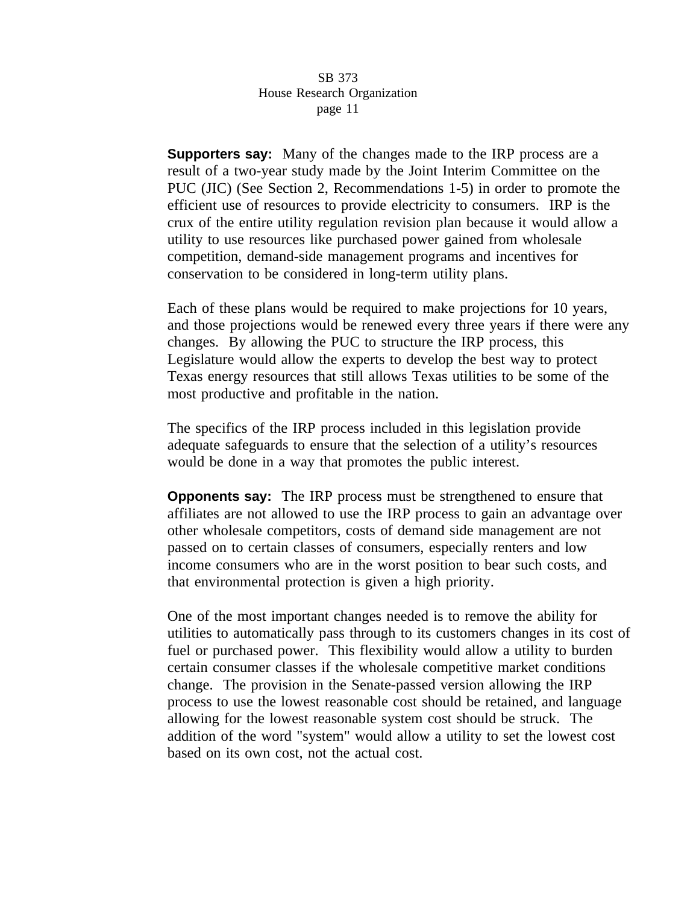**Supporters say:** Many of the changes made to the IRP process are a result of a two-year study made by the Joint Interim Committee on the PUC (JIC) (See Section 2, Recommendations 1-5) in order to promote the efficient use of resources to provide electricity to consumers. IRP is the crux of the entire utility regulation revision plan because it would allow a utility to use resources like purchased power gained from wholesale competition, demand-side management programs and incentives for conservation to be considered in long-term utility plans.

Each of these plans would be required to make projections for 10 years, and those projections would be renewed every three years if there were any changes. By allowing the PUC to structure the IRP process, this Legislature would allow the experts to develop the best way to protect Texas energy resources that still allows Texas utilities to be some of the most productive and profitable in the nation.

The specifics of the IRP process included in this legislation provide adequate safeguards to ensure that the selection of a utility's resources would be done in a way that promotes the public interest.

**Opponents say:** The IRP process must be strengthened to ensure that affiliates are not allowed to use the IRP process to gain an advantage over other wholesale competitors, costs of demand side management are not passed on to certain classes of consumers, especially renters and low income consumers who are in the worst position to bear such costs, and that environmental protection is given a high priority.

One of the most important changes needed is to remove the ability for utilities to automatically pass through to its customers changes in its cost of fuel or purchased power. This flexibility would allow a utility to burden certain consumer classes if the wholesale competitive market conditions change. The provision in the Senate-passed version allowing the IRP process to use the lowest reasonable cost should be retained, and language allowing for the lowest reasonable system cost should be struck. The addition of the word "system" would allow a utility to set the lowest cost based on its own cost, not the actual cost.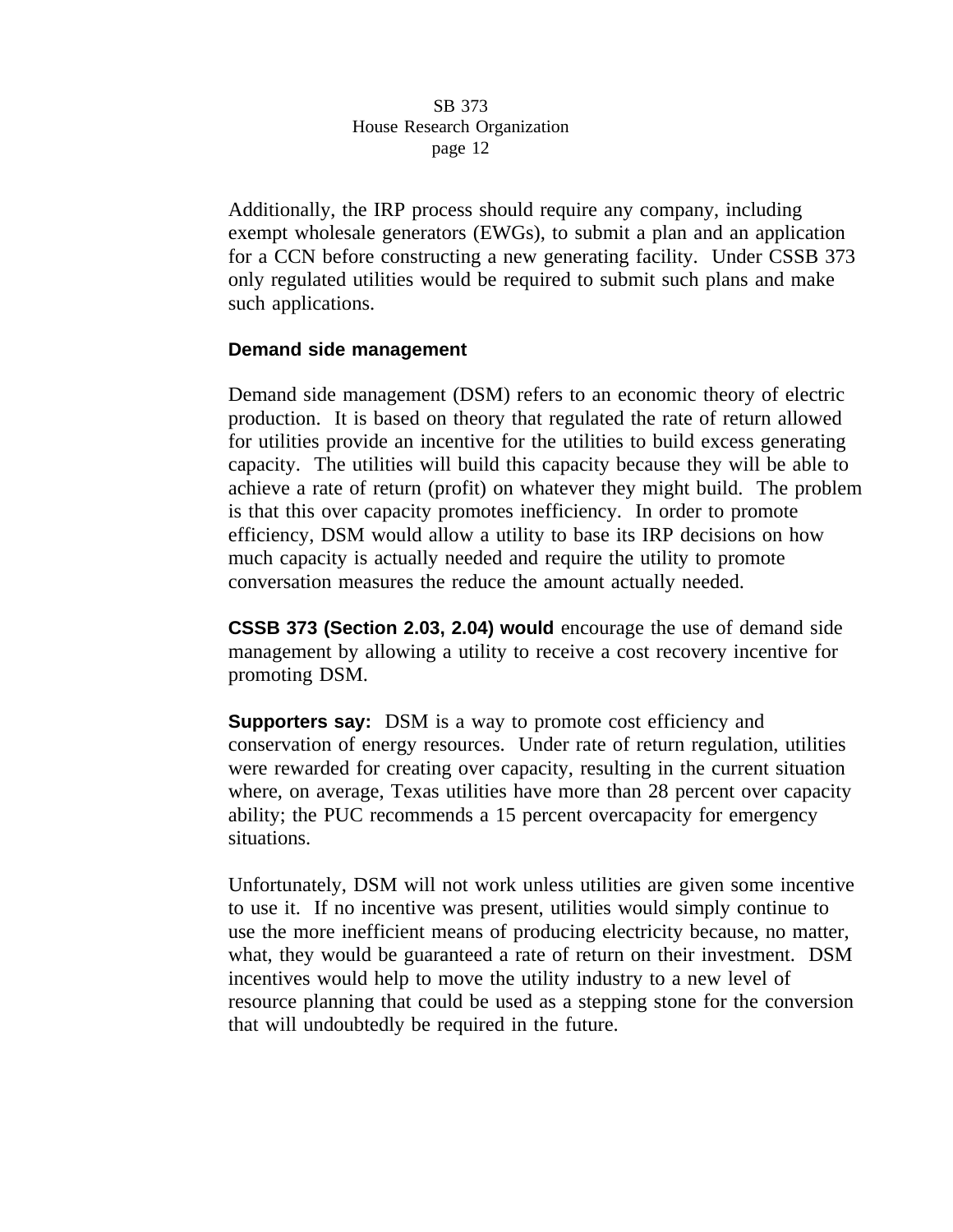Additionally, the IRP process should require any company, including exempt wholesale generators (EWGs), to submit a plan and an application for a CCN before constructing a new generating facility.  Under CSSB 373 only regulated utilities would be required to submit such plans and make such applications.

**Demand side management**

Demand side management (DSM) refers to an economic theory of electric production.  It is based on theory that regulated the rate of return allowed for utilities provide an incentive for the utilities to build excess generating capacity.  The utilities will build this capacity because they will be able to achieve a rate of return (profit) on whatever they might build.  The problem is that this over capacity promotes inefficiency.  In order to promote efficiency, DSM would allow a utility to base its IRP decisions on how much capacity is actually needed and require the utility to promote conversation measures the reduce the amount actually needed.

**CSSB 373 (Section 2.03, 2.04) would** encourage the use of demand side management by allowing a utility to receive a cost recovery incentive for promoting DSM.

**Supporters say:**  DSM is a way to promote cost efficiency and conservation of energy resources.  Under rate of return regulation, utilities were rewarded for creating over capacity, resulting in the current situation where, on average, Texas utilities have more than 28 percent over capacity ability; the PUC recommends a 15 percent overcapacity for emergency situations.

Unfortunately, DSM will not work unless utilities are given some incentive to use it.  If no incentive was present, utilities would simply continue to use the more inefficient means of producing electricity because, no matter, what, they would be guaranteed a rate of return on their investment.  DSM incentives would help to move the utility industry to a new level of resource planning that could be used as a stepping stone for the conversion that will undoubtedly be required in the future.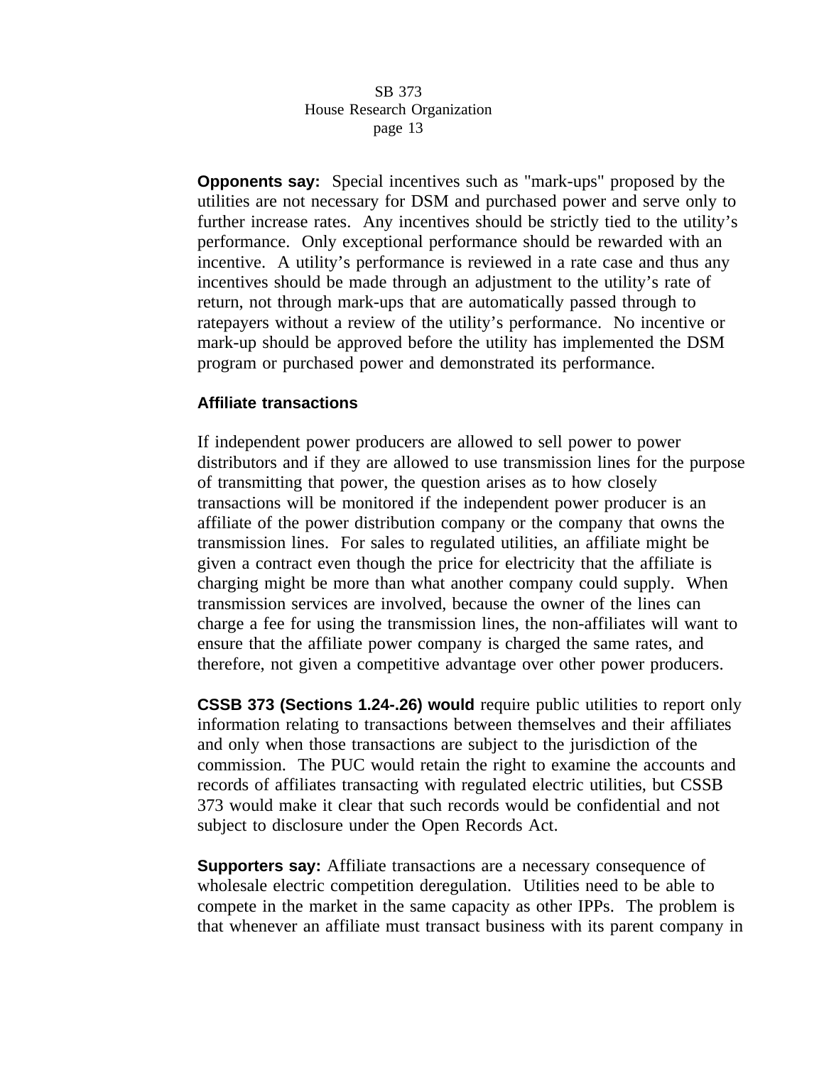**Opponents say:** Special incentives such as "mark-ups" proposed by the utilities are not necessary for DSM and purchased power and serve only to further increase rates. Any incentives should be strictly tied to the utility's performance. Only exceptional performance should be rewarded with an incentive. A utility's performance is reviewed in a rate case and thus any incentives should be made through an adjustment to the utility's rate of return, not through mark-ups that are automatically passed through to ratepayers without a review of the utility's performance. No incentive or mark-up should be approved before the utility has implemented the DSM program or purchased power and demonstrated its performance.

**Affiliate transactions**

If independent power producers are allowed to sell power to power distributors and if they are allowed to use transmission lines for the purpose of transmitting that power, the question arises as to how closely transactions will be monitored if the independent power producer is an affiliate of the power distribution company or the company that owns the transmission lines. For sales to regulated utilities, an affiliate might be given a contract even though the price for electricity that the affiliate is charging might be more than what another company could supply. When transmission services are involved, because the owner of the lines can charge a fee for using the transmission lines, the non-affiliates will want to ensure that the affiliate power company is charged the same rates, and therefore, not given a competitive advantage over other power producers.

**CSSB 373 (Sections 1.24-.26) would** require public utilities to report only information relating to transactions between themselves and their affiliates and only when those transactions are subject to the jurisdiction of the commission. The PUC would retain the right to examine the accounts and records of affiliates transacting with regulated electric utilities, but CSSB 373 would make it clear that such records would be confidential and not subject to disclosure under the Open Records Act.

**Supporters say:** Affiliate transactions are a necessary consequence of wholesale electric competition deregulation. Utilities need to be able to compete in the market in the same capacity as other IPPs. The problem is that whenever an affiliate must transact business with its parent company in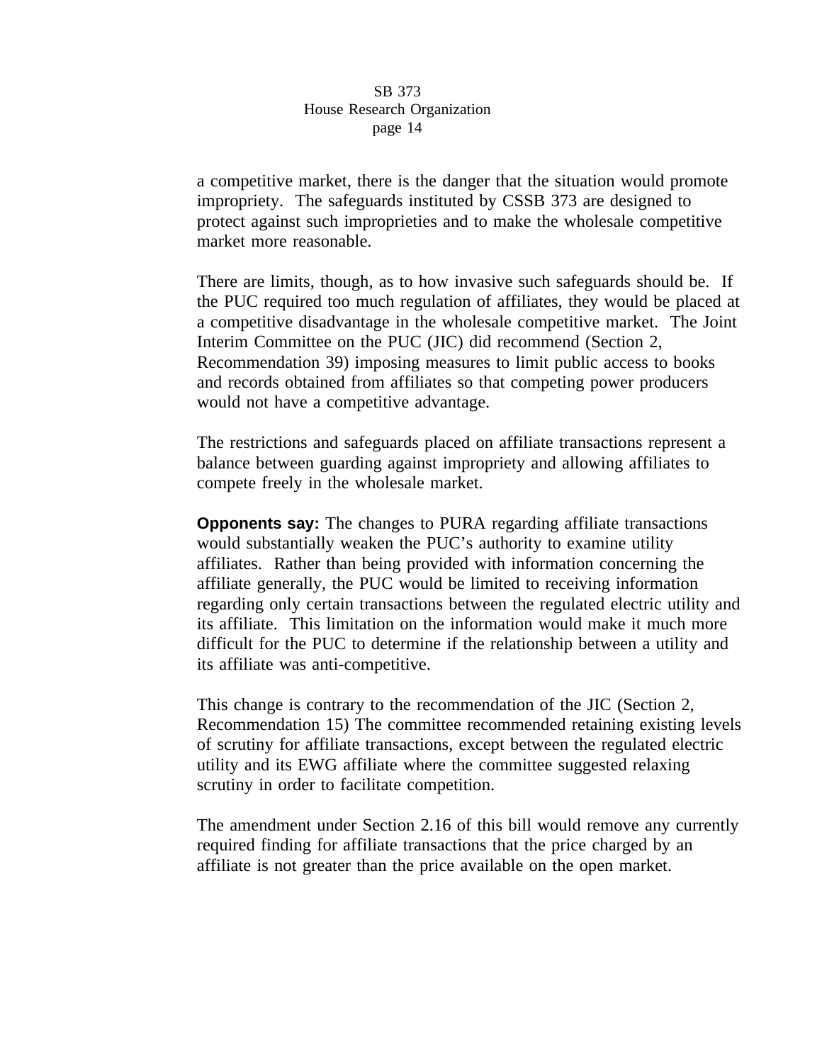a competitive market, there is the danger that the situation would promote impropriety. The safeguards instituted by CSSB 373 are designed to protect against such improprieties and to make the wholesale competitive market more reasonable.

There are limits, though, as to how invasive such safeguards should be. If the PUC required too much regulation of affiliates, they would be placed at a competitive disadvantage in the wholesale competitive market. The Joint Interim Committee on the PUC (JIC) did recommend (Section 2, Recommendation 39) imposing measures to limit public access to books and records obtained from affiliates so that competing power producers would not have a competitive advantage.

The restrictions and safeguards placed on affiliate transactions represent a balance between guarding against impropriety and allowing affiliates to compete freely in the wholesale market.

**Opponents say:** The changes to PURA regarding affiliate transactions would substantially weaken the PUC's authority to examine utility affiliates. Rather than being provided with information concerning the affiliate generally, the PUC would be limited to receiving information regarding only certain transactions between the regulated electric utility and its affiliate. This limitation on the information would make it much more difficult for the PUC to determine if the relationship between a utility and its affiliate was anti-competitive.

This change is contrary to the recommendation of the JIC (Section 2, Recommendation 15) The committee recommended retaining existing levels of scrutiny for affiliate transactions, except between the regulated electric utility and its EWG affiliate where the committee suggested relaxing scrutiny in order to facilitate competition.

The amendment under Section 2.16 of this bill would remove any currently required finding for affiliate transactions that the price charged by an affiliate is not greater than the price available on the open market.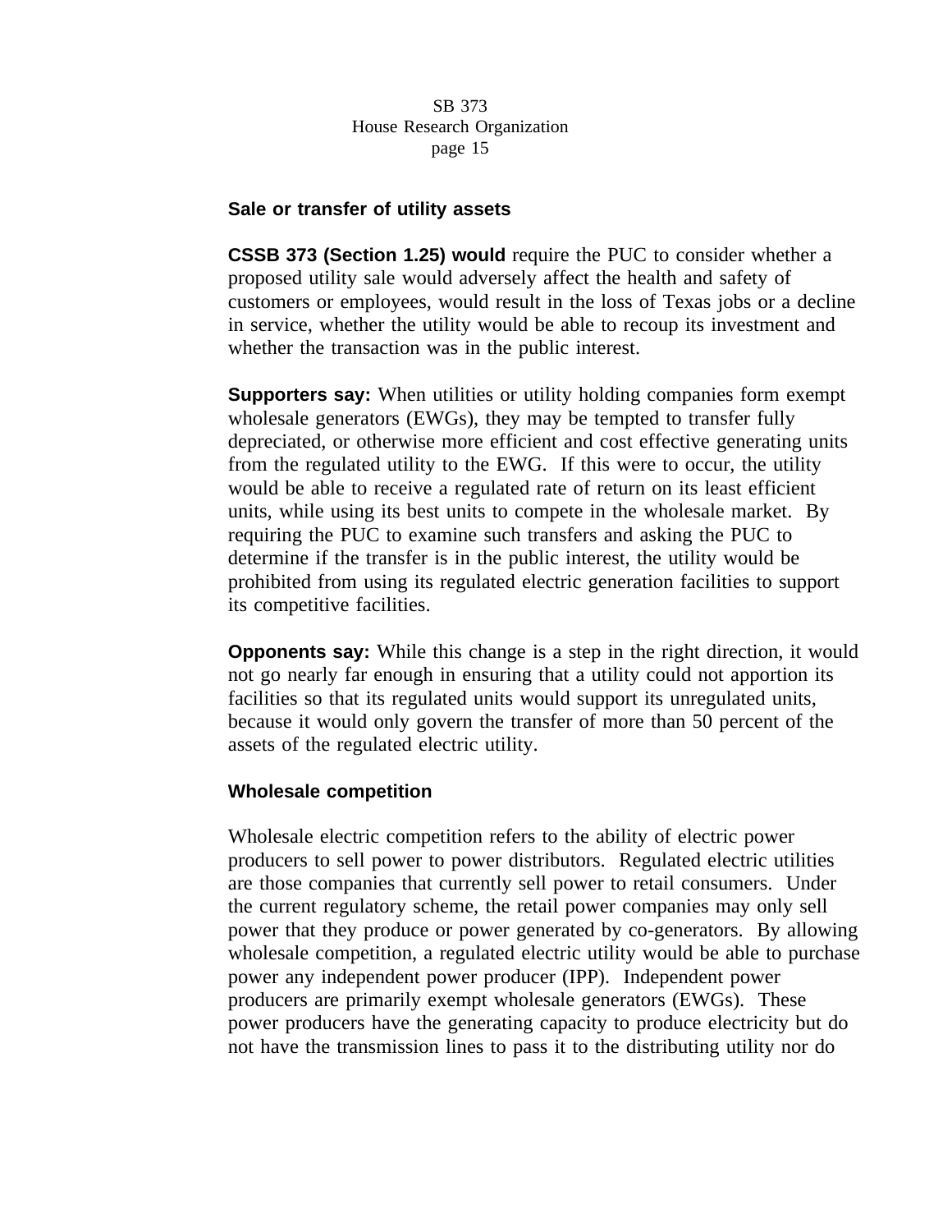### Sale or transfer of utility assets

**CSSB 373 (Section 1.25) would** require the PUC to consider whether a proposed utility sale would adversely affect the health and safety of customers or employees, would result in the loss of Texas jobs or a decline in service, whether the utility would be able to recoup its investment and whether the transaction was in the public interest.

**Supporters say:** When utilities or utility holding companies form exempt wholesale generators (EWGs), they may be tempted to transfer fully depreciated, or otherwise more efficient and cost effective generating units from the regulated utility to the EWG. If this were to occur, the utility would be able to receive a regulated rate of return on its least efficient units, while using its best units to compete in the wholesale market. By requiring the PUC to examine such transfers and asking the PUC to determine if the transfer is in the public interest, the utility would be prohibited from using its regulated electric generation facilities to support its competitive facilities.

**Opponents say:** While this change is a step in the right direction, it would not go nearly far enough in ensuring that a utility could not apportion its facilities so that its regulated units would support its unregulated units, because it would only govern the transfer of more than 50 percent of the assets of the regulated electric utility.

### Wholesale competition

Wholesale electric competition refers to the ability of electric power producers to sell power to power distributors. Regulated electric utilities are those companies that currently sell power to retail consumers. Under the current regulatory scheme, the retail power companies may only sell power that they produce or power generated by co-generators. By allowing wholesale competition, a regulated electric utility would be able to purchase power any independent power producer (IPP). Independent power producers are primarily exempt wholesale generators (EWGs). These power producers have the generating capacity to produce electricity but do not have the transmission lines to pass it to the distributing utility nor do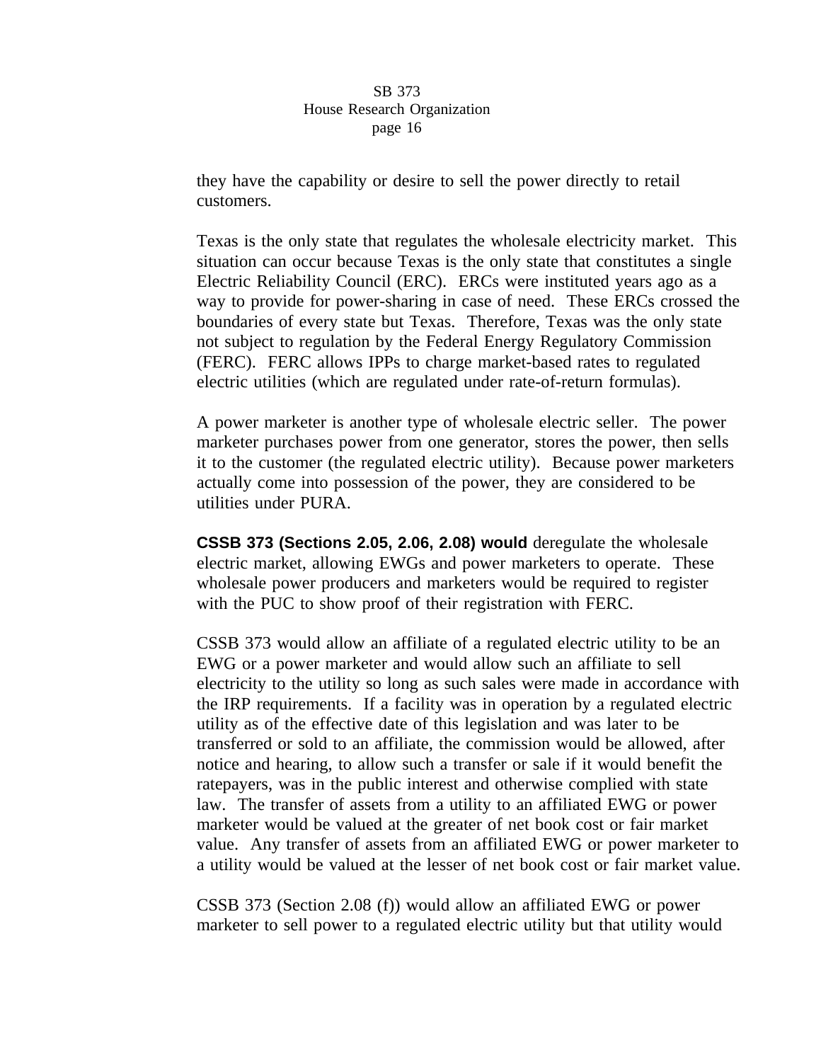they have the capability or desire to sell the power directly to retail customers.

Texas is the only state that regulates the wholesale electricity market. This situation can occur because Texas is the only state that constitutes a single Electric Reliability Council (ERC). ERCs were instituted years ago as a way to provide for power-sharing in case of need. These ERCs crossed the boundaries of every state but Texas. Therefore, Texas was the only state not subject to regulation by the Federal Energy Regulatory Commission (FERC). FERC allows IPPs to charge market-based rates to regulated electric utilities (which are regulated under rate-of-return formulas).

A power marketer is another type of wholesale electric seller. The power marketer purchases power from one generator, stores the power, then sells it to the customer (the regulated electric utility). Because power marketers actually come into possession of the power, they are considered to be utilities under PURA.

**CSSB 373 (Sections 2.05, 2.06, 2.08) would** deregulate the wholesale electric market, allowing EWGs and power marketers to operate. These wholesale power producers and marketers would be required to register with the PUC to show proof of their registration with FERC.

CSSB 373 would allow an affiliate of a regulated electric utility to be an EWG or a power marketer and would allow such an affiliate to sell electricity to the utility so long as such sales were made in accordance with the IRP requirements. If a facility was in operation by a regulated electric utility as of the effective date of this legislation and was later to be transferred or sold to an affiliate, the commission would be allowed, after notice and hearing, to allow such a transfer or sale if it would benefit the ratepayers, was in the public interest and otherwise complied with state law. The transfer of assets from a utility to an affiliated EWG or power marketer would be valued at the greater of net book cost or fair market value. Any transfer of assets from an affiliated EWG or power marketer to a utility would be valued at the lesser of net book cost or fair market value.

CSSB 373 (Section 2.08 (f)) would allow an affiliated EWG or power marketer to sell power to a regulated electric utility but that utility would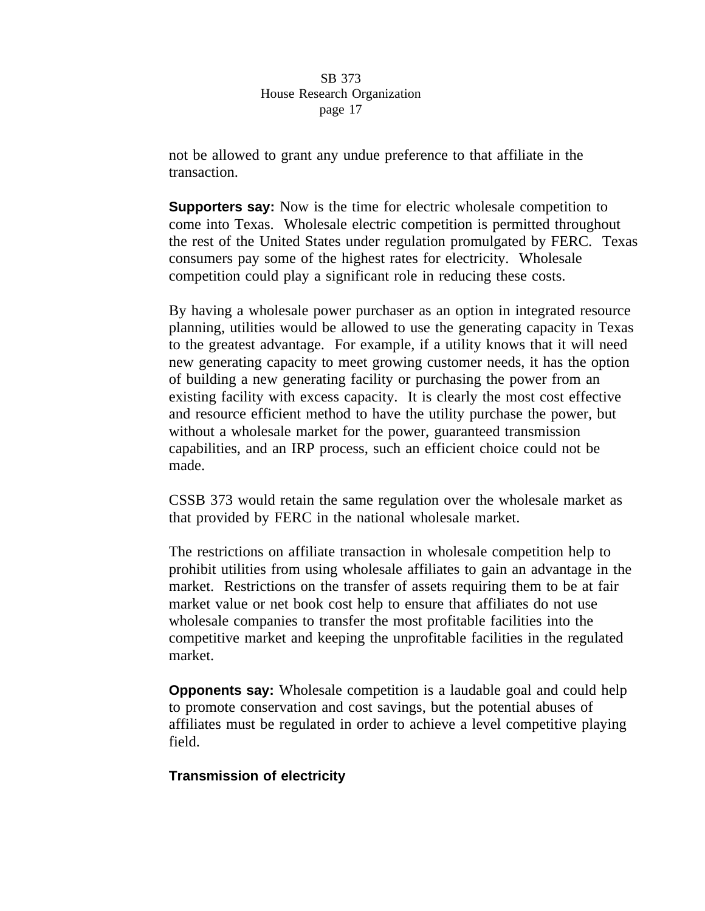not be allowed to grant any undue preference to that affiliate in the transaction.

**Supporters say:** Now is the time for electric wholesale competition to come into Texas. Wholesale electric competition is permitted throughout the rest of the United States under regulation promulgated by FERC. Texas consumers pay some of the highest rates for electricity. Wholesale competition could play a significant role in reducing these costs.

By having a wholesale power purchaser as an option in integrated resource planning, utilities would be allowed to use the generating capacity in Texas to the greatest advantage. For example, if a utility knows that it will need new generating capacity to meet growing customer needs, it has the option of building a new generating facility or purchasing the power from an existing facility with excess capacity. It is clearly the most cost effective and resource efficient method to have the utility purchase the power, but without a wholesale market for the power, guaranteed transmission capabilities, and an IRP process, such an efficient choice could not be made.

CSSB 373 would retain the same regulation over the wholesale market as that provided by FERC in the national wholesale market.

The restrictions on affiliate transaction in wholesale competition help to prohibit utilities from using wholesale affiliates to gain an advantage in the market. Restrictions on the transfer of assets requiring them to be at fair market value or net book cost help to ensure that affiliates do not use wholesale companies to transfer the most profitable facilities into the competitive market and keeping the unprofitable facilities in the regulated market.

**Opponents say:** Wholesale competition is a laudable goal and could help to promote conservation and cost savings, but the potential abuses of affiliates must be regulated in order to achieve a level competitive playing field.

**Transmission of electricity**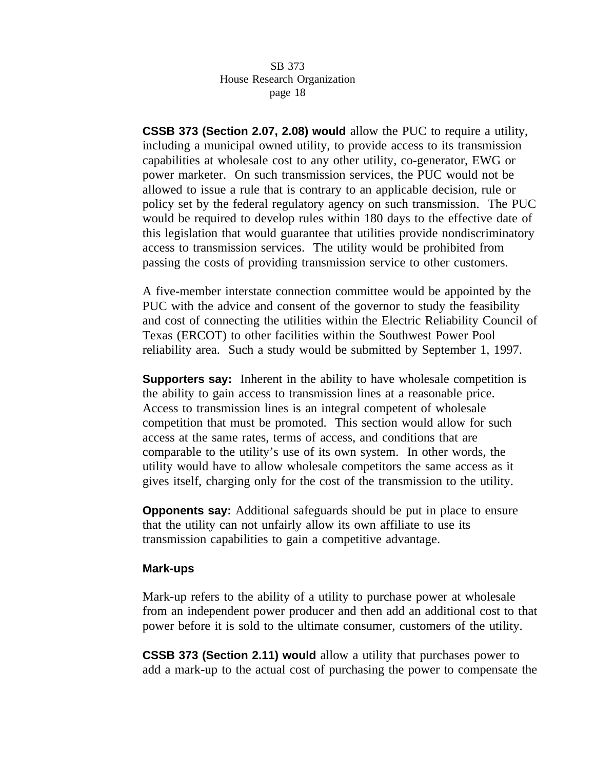**CSSB 373 (Section 2.07, 2.08) would** allow the PUC to require a utility, including a municipal owned utility, to provide access to its transmission capabilities at wholesale cost to any other utility, co-generator, EWG or power marketer. On such transmission services, the PUC would not be allowed to issue a rule that is contrary to an applicable decision, rule or policy set by the federal regulatory agency on such transmission. The PUC would be required to develop rules within 180 days to the effective date of this legislation that would guarantee that utilities provide nondiscriminatory access to transmission services. The utility would be prohibited from passing the costs of providing transmission service to other customers.

A five-member interstate connection committee would be appointed by the PUC with the advice and consent of the governor to study the feasibility and cost of connecting the utilities within the Electric Reliability Council of Texas (ERCOT) to other facilities within the Southwest Power Pool reliability area. Such a study would be submitted by September 1, 1997.

**Supporters say:** Inherent in the ability to have wholesale competition is the ability to gain access to transmission lines at a reasonable price. Access to transmission lines is an integral competent of wholesale competition that must be promoted. This section would allow for such access at the same rates, terms of access, and conditions that are comparable to the utility's use of its own system. In other words, the utility would have to allow wholesale competitors the same access as it gives itself, charging only for the cost of the transmission to the utility.

**Opponents say:** Additional safeguards should be put in place to ensure that the utility can not unfairly allow its own affiliate to use its transmission capabilities to gain a competitive advantage.

### Mark-ups

Mark-up refers to the ability of a utility to purchase power at wholesale from an independent power producer and then add an additional cost to that power before it is sold to the ultimate consumer, customers of the utility.

**CSSB 373 (Section 2.11) would** allow a utility that purchases power to add a mark-up to the actual cost of purchasing the power to compensate the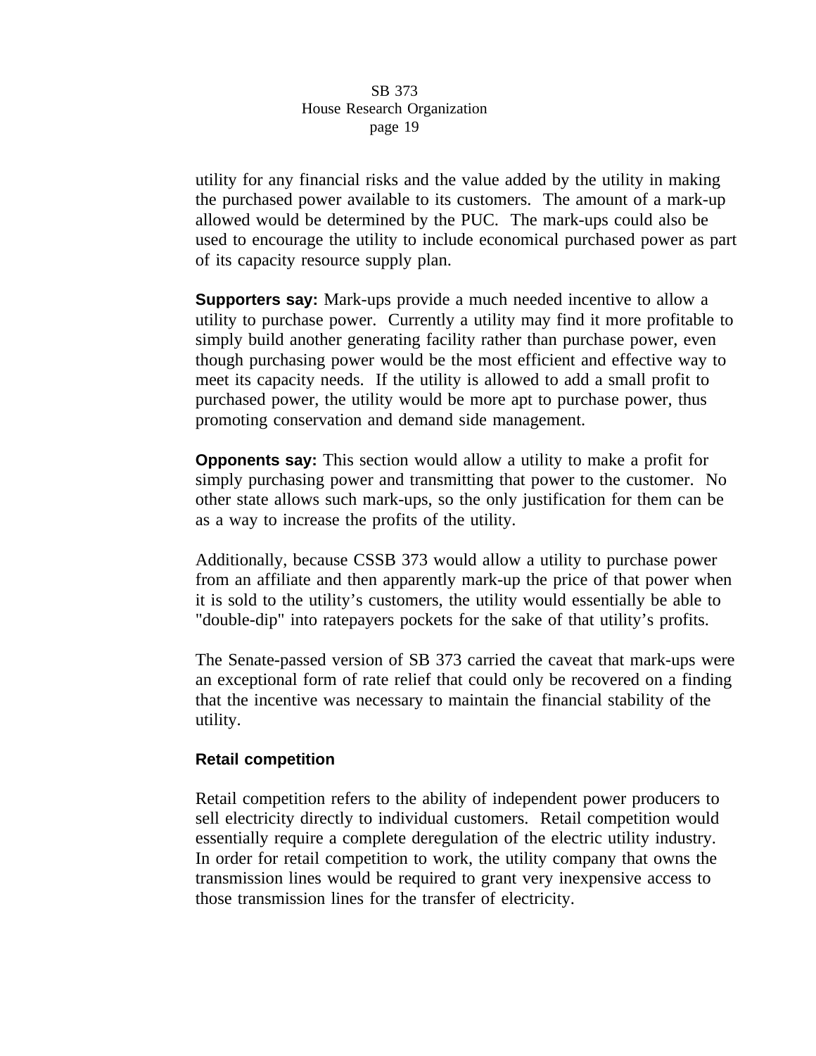utility for any financial risks and the value added by the utility in making the purchased power available to its customers. The amount of a mark-up allowed would be determined by the PUC. The mark-ups could also be used to encourage the utility to include economical purchased power as part of its capacity resource supply plan.

**Supporters say:** Mark-ups provide a much needed incentive to allow a utility to purchase power. Currently a utility may find it more profitable to simply build another generating facility rather than purchase power, even though purchasing power would be the most efficient and effective way to meet its capacity needs. If the utility is allowed to add a small profit to purchased power, the utility would be more apt to purchase power, thus promoting conservation and demand side management.

**Opponents say:** This section would allow a utility to make a profit for simply purchasing power and transmitting that power to the customer. No other state allows such mark-ups, so the only justification for them can be as a way to increase the profits of the utility.

Additionally, because CSSB 373 would allow a utility to purchase power from an affiliate and then apparently mark-up the price of that power when it is sold to the utility's customers, the utility would essentially be able to "double-dip" into ratepayers pockets for the sake of that utility's profits.

The Senate-passed version of SB 373 carried the caveat that mark-ups were an exceptional form of rate relief that could only be recovered on a finding that the incentive was necessary to maintain the financial stability of the utility.

**Retail competition**

Retail competition refers to the ability of independent power producers to sell electricity directly to individual customers. Retail competition would essentially require a complete deregulation of the electric utility industry. In order for retail competition to work, the utility company that owns the transmission lines would be required to grant very inexpensive access to those transmission lines for the transfer of electricity.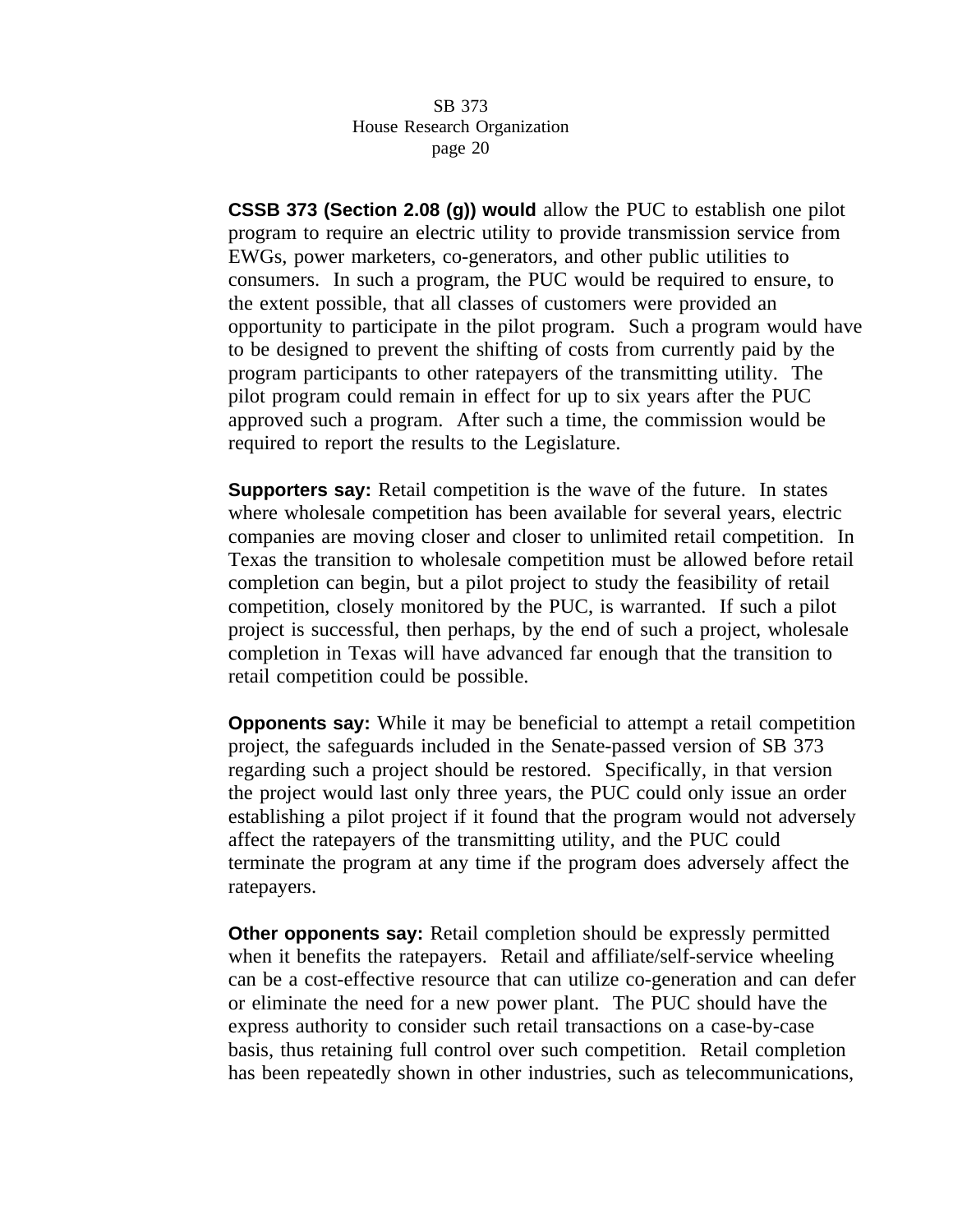**CSSB 373 (Section 2.08 (g)) would** allow the PUC to establish one pilot program to require an electric utility to provide transmission service from EWGs, power marketers, co-generators, and other public utilities to consumers. In such a program, the PUC would be required to ensure, to the extent possible, that all classes of customers were provided an opportunity to participate in the pilot program. Such a program would have to be designed to prevent the shifting of costs from currently paid by the program participants to other ratepayers of the transmitting utility. The pilot program could remain in effect for up to six years after the PUC approved such a program. After such a time, the commission would be required to report the results to the Legislature.

**Supporters say:** Retail competition is the wave of the future. In states where wholesale competition has been available for several years, electric companies are moving closer and closer to unlimited retail competition. In Texas the transition to wholesale competition must be allowed before retail completion can begin, but a pilot project to study the feasibility of retail competition, closely monitored by the PUC, is warranted. If such a pilot project is successful, then perhaps, by the end of such a project, wholesale completion in Texas will have advanced far enough that the transition to retail competition could be possible.

**Opponents say:** While it may be beneficial to attempt a retail competition project, the safeguards included in the Senate-passed version of SB 373 regarding such a project should be restored. Specifically, in that version the project would last only three years, the PUC could only issue an order establishing a pilot project if it found that the program would not adversely affect the ratepayers of the transmitting utility, and the PUC could terminate the program at any time if the program does adversely affect the ratepayers.

**Other opponents say:** Retail completion should be expressly permitted when it benefits the ratepayers. Retail and affiliate/self-service wheeling can be a cost-effective resource that can utilize co-generation and can defer or eliminate the need for a new power plant. The PUC should have the express authority to consider such retail transactions on a case-by-case basis, thus retaining full control over such competition. Retail completion has been repeatedly shown in other industries, such as telecommunications,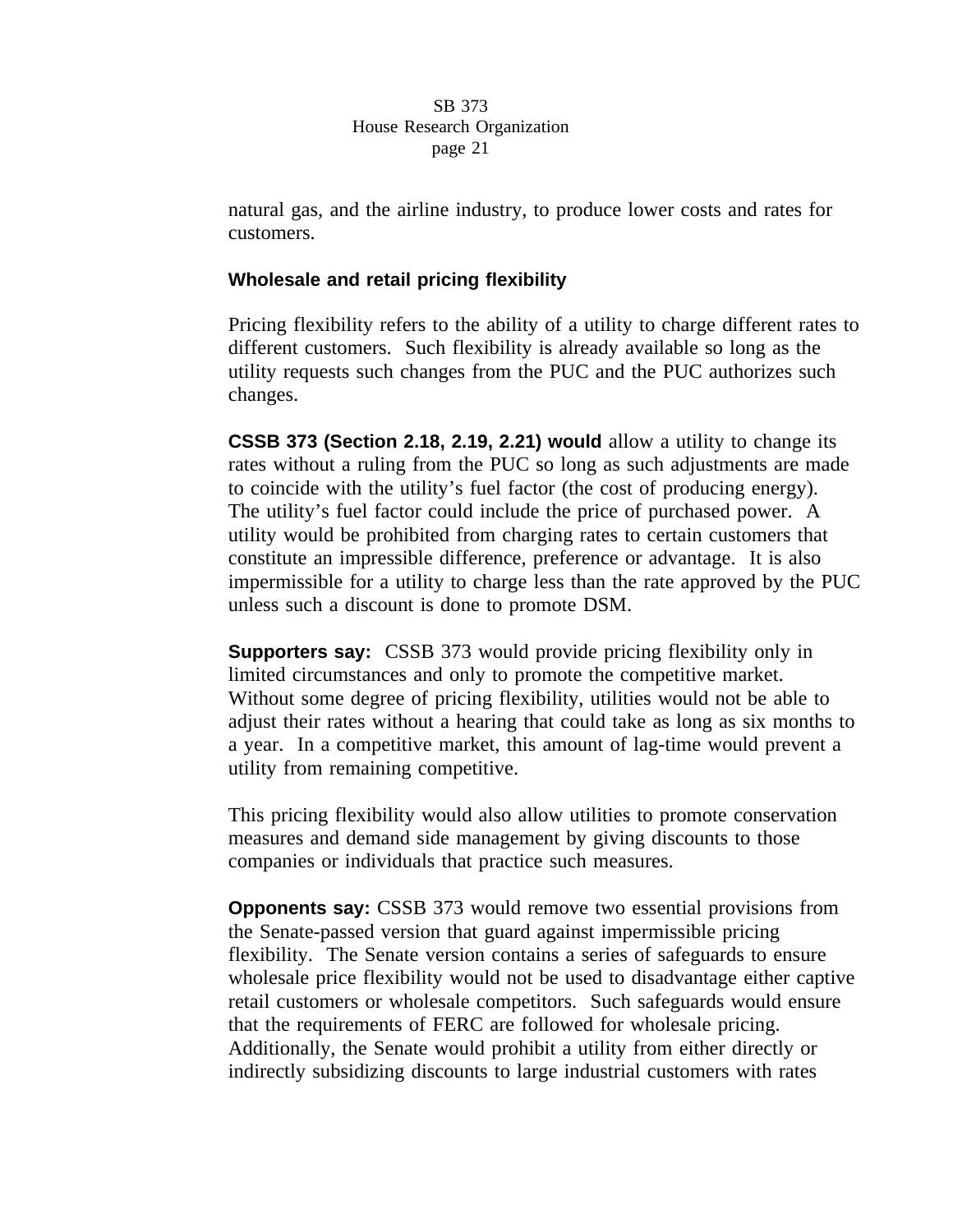natural gas, and the airline industry, to produce lower costs and rates for customers.

**Wholesale and retail pricing flexibility**

Pricing flexibility refers to the ability of a utility to charge different rates to different customers. Such flexibility is already available so long as the utility requests such changes from the PUC and the PUC authorizes such changes.

**CSSB 373 (Section 2.18, 2.19, 2.21) would** allow a utility to change its rates without a ruling from the PUC so long as such adjustments are made to coincide with the utility's fuel factor (the cost of producing energy). The utility's fuel factor could include the price of purchased power. A utility would be prohibited from charging rates to certain customers that constitute an impressible difference, preference or advantage. It is also impermissible for a utility to charge less than the rate approved by the PUC unless such a discount is done to promote DSM.

**Supporters say:** CSSB 373 would provide pricing flexibility only in limited circumstances and only to promote the competitive market. Without some degree of pricing flexibility, utilities would not be able to adjust their rates without a hearing that could take as long as six months to a year. In a competitive market, this amount of lag-time would prevent a utility from remaining competitive.

This pricing flexibility would also allow utilities to promote conservation measures and demand side management by giving discounts to those companies or individuals that practice such measures.

**Opponents say:** CSSB 373 would remove two essential provisions from the Senate-passed version that guard against impermissible pricing flexibility. The Senate version contains a series of safeguards to ensure wholesale price flexibility would not be used to disadvantage either captive retail customers or wholesale competitors. Such safeguards would ensure that the requirements of FERC are followed for wholesale pricing. Additionally, the Senate would prohibit a utility from either directly or indirectly subsidizing discounts to large industrial customers with rates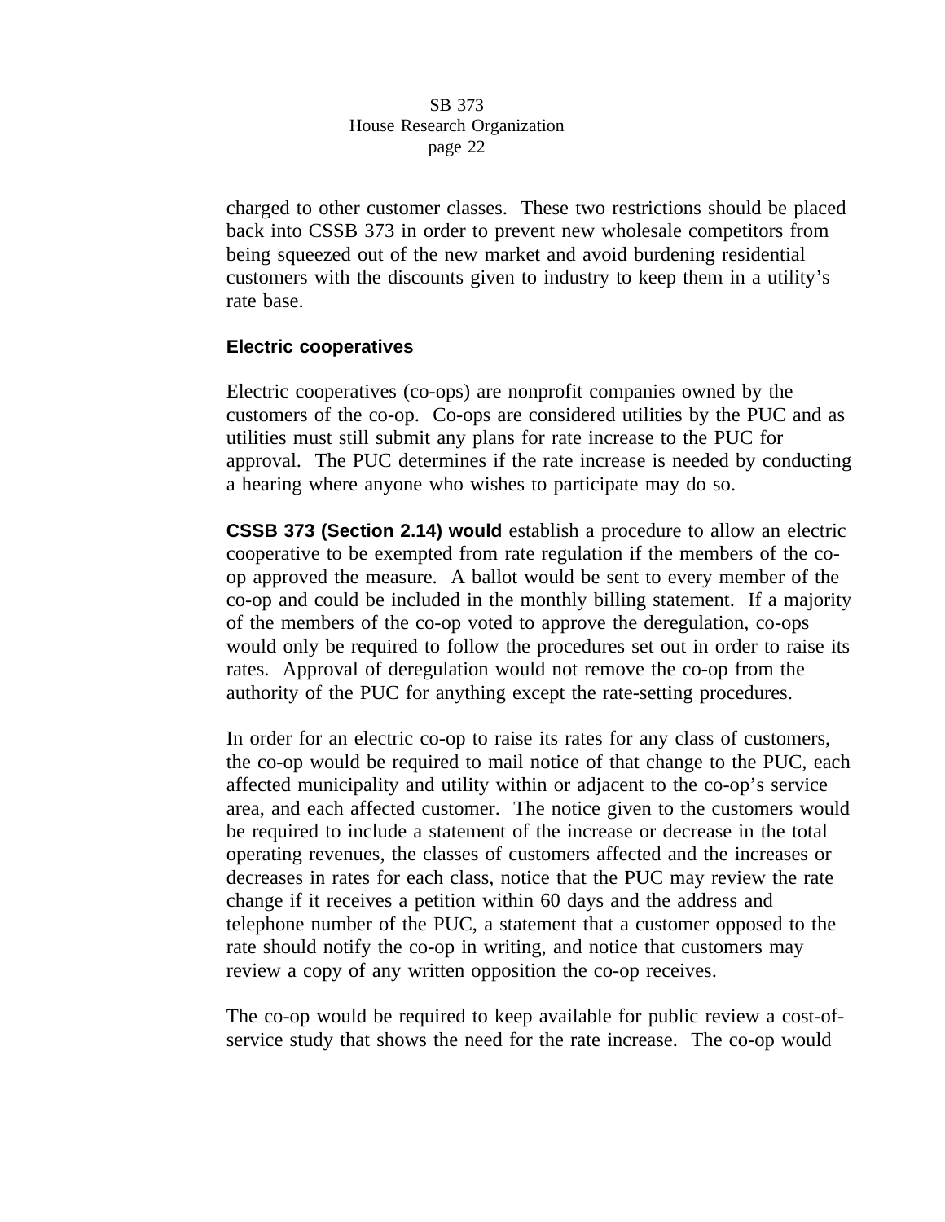charged to other customer classes. These two restrictions should be placed back into CSSB 373 in order to prevent new wholesale competitors from being squeezed out of the new market and avoid burdening residential customers with the discounts given to industry to keep them in a utility's rate base.

**Electric cooperatives**

Electric cooperatives (co-ops) are nonprofit companies owned by the customers of the co-op. Co-ops are considered utilities by the PUC and as utilities must still submit any plans for rate increase to the PUC for approval. The PUC determines if the rate increase is needed by conducting a hearing where anyone who wishes to participate may do so.

**CSSB 373 (Section 2.14) would** establish a procedure to allow an electric cooperative to be exempted from rate regulation if the members of the co-op approved the measure. A ballot would be sent to every member of the co-op and could be included in the monthly billing statement. If a majority of the members of the co-op voted to approve the deregulation, co-ops would only be required to follow the procedures set out in order to raise its rates. Approval of deregulation would not remove the co-op from the authority of the PUC for anything except the rate-setting procedures.

In order for an electric co-op to raise its rates for any class of customers, the co-op would be required to mail notice of that change to the PUC, each affected municipality and utility within or adjacent to the co-op's service area, and each affected customer. The notice given to the customers would be required to include a statement of the increase or decrease in the total operating revenues, the classes of customers affected and the increases or decreases in rates for each class, notice that the PUC may review the rate change if it receives a petition within 60 days and the address and telephone number of the PUC, a statement that a customer opposed to the rate should notify the co-op in writing, and notice that customers may review a copy of any written opposition the co-op receives.

The co-op would be required to keep available for public review a cost-of-service study that shows the need for the rate increase. The co-op would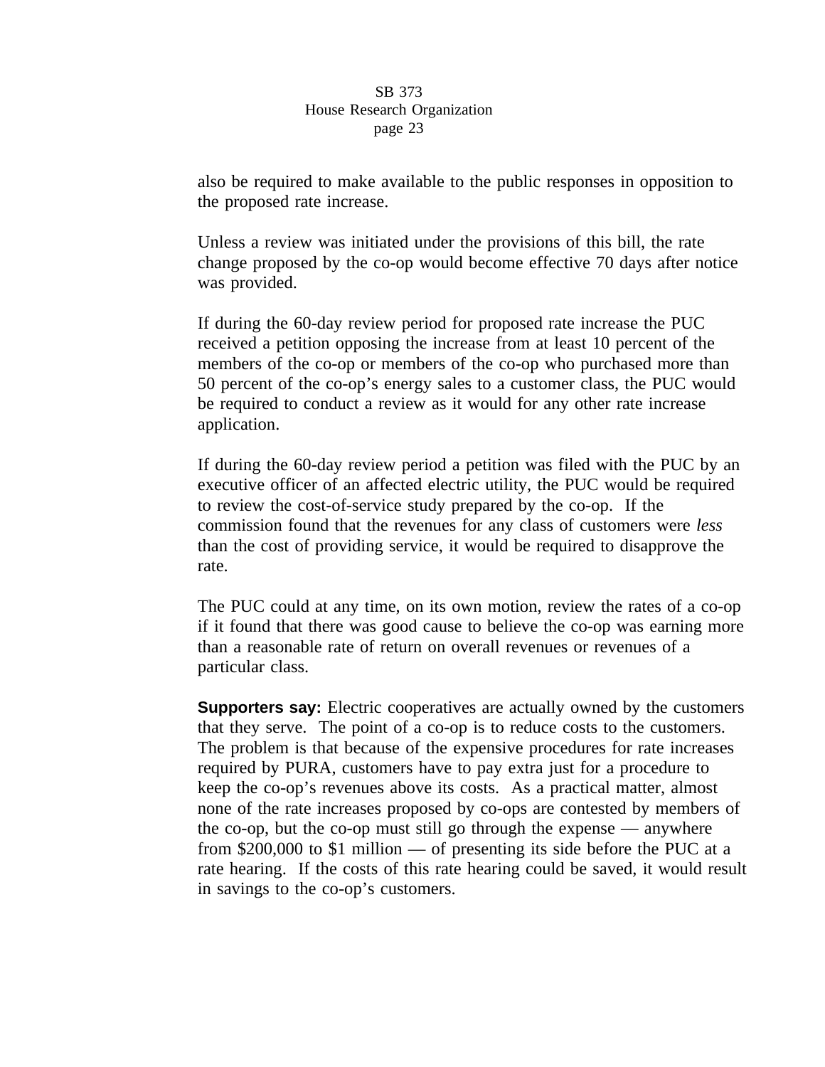also be required to make available to the public responses in opposition to the proposed rate increase.

Unless a review was initiated under the provisions of this bill, the rate change proposed by the co-op would become effective 70 days after notice was provided.

If during the 60-day review period for proposed rate increase the PUC received a petition opposing the increase from at least 10 percent of the members of the co-op or members of the co-op who purchased more than 50 percent of the co-op's energy sales to a customer class, the PUC would be required to conduct a review as it would for any other rate increase application.

If during the 60-day review period a petition was filed with the PUC by an executive officer of an affected electric utility, the PUC would be required to review the cost-of-service study prepared by the co-op. If the commission found that the revenues for any class of customers were *less* than the cost of providing service, it would be required to disapprove the rate.

The PUC could at any time, on its own motion, review the rates of a co-op if it found that there was good cause to believe the co-op was earning more than a reasonable rate of return on overall revenues or revenues of a particular class.

**Supporters say:** Electric cooperatives are actually owned by the customers that they serve. The point of a co-op is to reduce costs to the customers. The problem is that because of the expensive procedures for rate increases required by PURA, customers have to pay extra just for a procedure to keep the co-op's revenues above its costs. As a practical matter, almost none of the rate increases proposed by co-ops are contested by members of the co-op, but the co-op must still go through the expense — anywhere from $200,000 to $1 million — of presenting its side before the PUC at a rate hearing. If the costs of this rate hearing could be saved, it would result in savings to the co-op's customers.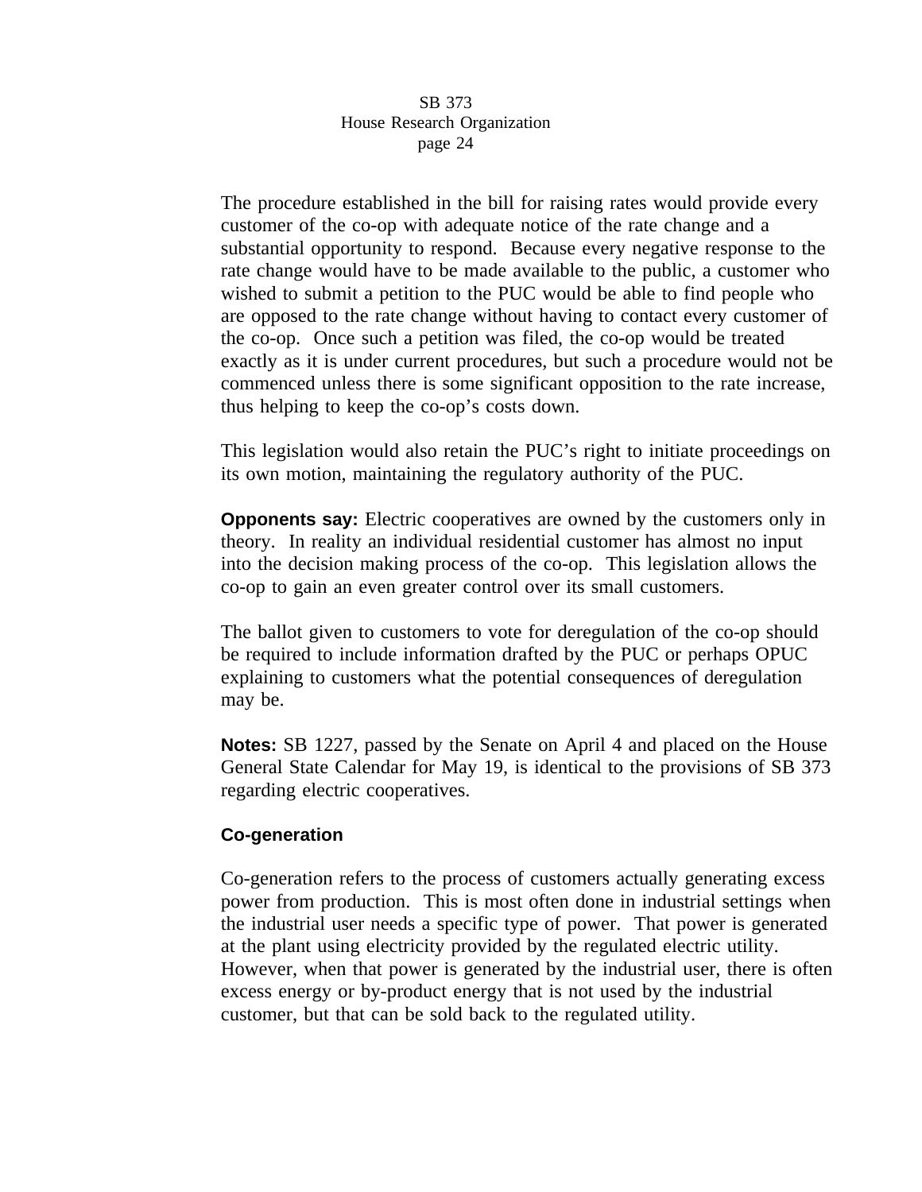The procedure established in the bill for raising rates would provide every customer of the co-op with adequate notice of the rate change and a substantial opportunity to respond. Because every negative response to the rate change would have to be made available to the public, a customer who wished to submit a petition to the PUC would be able to find people who are opposed to the rate change without having to contact every customer of the co-op. Once such a petition was filed, the co-op would be treated exactly as it is under current procedures, but such a procedure would not be commenced unless there is some significant opposition to the rate increase, thus helping to keep the co-op's costs down.

This legislation would also retain the PUC's right to initiate proceedings on its own motion, maintaining the regulatory authority of the PUC.

**Opponents say:** Electric cooperatives are owned by the customers only in theory. In reality an individual residential customer has almost no input into the decision making process of the co-op. This legislation allows the co-op to gain an even greater control over its small customers.

The ballot given to customers to vote for deregulation of the co-op should be required to include information drafted by the PUC or perhaps OPUC explaining to customers what the potential consequences of deregulation may be.

**Notes:** SB 1227, passed by the Senate on April 4 and placed on the House General State Calendar for May 19, is identical to the provisions of SB 373 regarding electric cooperatives.

### Co-generation

Co-generation refers to the process of customers actually generating excess power from production. This is most often done in industrial settings when the industrial user needs a specific type of power. That power is generated at the plant using electricity provided by the regulated electric utility. However, when that power is generated by the industrial user, there is often excess energy or by-product energy that is not used by the industrial customer, but that can be sold back to the regulated utility.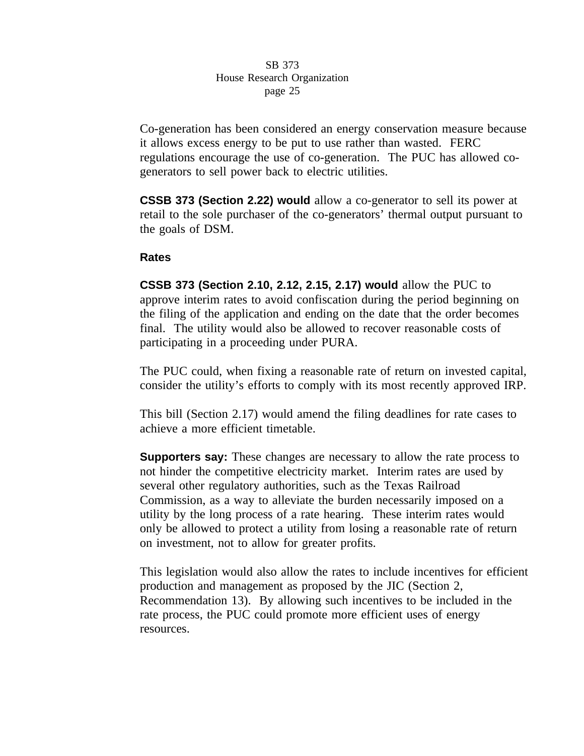Co-generation has been considered an energy conservation measure because it allows excess energy to be put to use rather than wasted. FERC regulations encourage the use of co-generation. The PUC has allowed co-generators to sell power back to electric utilities.

**CSSB 373 (Section 2.22) would** allow a co-generator to sell its power at retail to the sole purchaser of the co-generators' thermal output pursuant to the goals of DSM.

**Rates**

**CSSB 373 (Section 2.10, 2.12, 2.15, 2.17) would** allow the PUC to approve interim rates to avoid confiscation during the period beginning on the filing of the application and ending on the date that the order becomes final. The utility would also be allowed to recover reasonable costs of participating in a proceeding under PURA.

The PUC could, when fixing a reasonable rate of return on invested capital, consider the utility's efforts to comply with its most recently approved IRP.

This bill (Section 2.17) would amend the filing deadlines for rate cases to achieve a more efficient timetable.

**Supporters say:** These changes are necessary to allow the rate process to not hinder the competitive electricity market. Interim rates are used by several other regulatory authorities, such as the Texas Railroad Commission, as a way to alleviate the burden necessarily imposed on a utility by the long process of a rate hearing. These interim rates would only be allowed to protect a utility from losing a reasonable rate of return on investment, not to allow for greater profits.

This legislation would also allow the rates to include incentives for efficient production and management as proposed by the JIC (Section 2, Recommendation 13). By allowing such incentives to be included in the rate process, the PUC could promote more efficient uses of energy resources.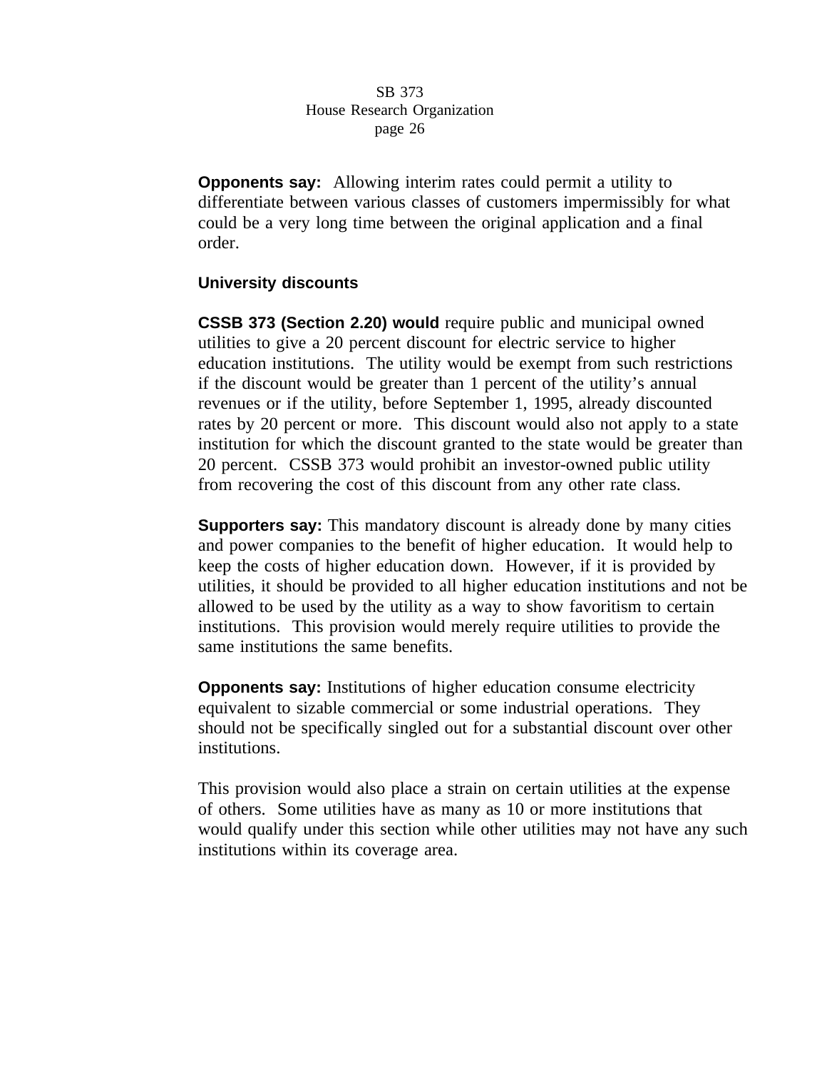**Opponents say:** Allowing interim rates could permit a utility to differentiate between various classes of customers impermissibly for what could be a very long time between the original application and a final order.

**University discounts**

**CSSB 373 (Section 2.20) would** require public and municipal owned utilities to give a 20 percent discount for electric service to higher education institutions. The utility would be exempt from such restrictions if the discount would be greater than 1 percent of the utility's annual revenues or if the utility, before September 1, 1995, already discounted rates by 20 percent or more. This discount would also not apply to a state institution for which the discount granted to the state would be greater than 20 percent. CSSB 373 would prohibit an investor-owned public utility from recovering the cost of this discount from any other rate class.

**Supporters say:** This mandatory discount is already done by many cities and power companies to the benefit of higher education. It would help to keep the costs of higher education down. However, if it is provided by utilities, it should be provided to all higher education institutions and not be allowed to be used by the utility as a way to show favoritism to certain institutions. This provision would merely require utilities to provide the same institutions the same benefits.

**Opponents say:** Institutions of higher education consume electricity equivalent to sizable commercial or some industrial operations. They should not be specifically singled out for a substantial discount over other institutions.

This provision would also place a strain on certain utilities at the expense of others. Some utilities have as many as 10 or more institutions that would qualify under this section while other utilities may not have any such institutions within its coverage area.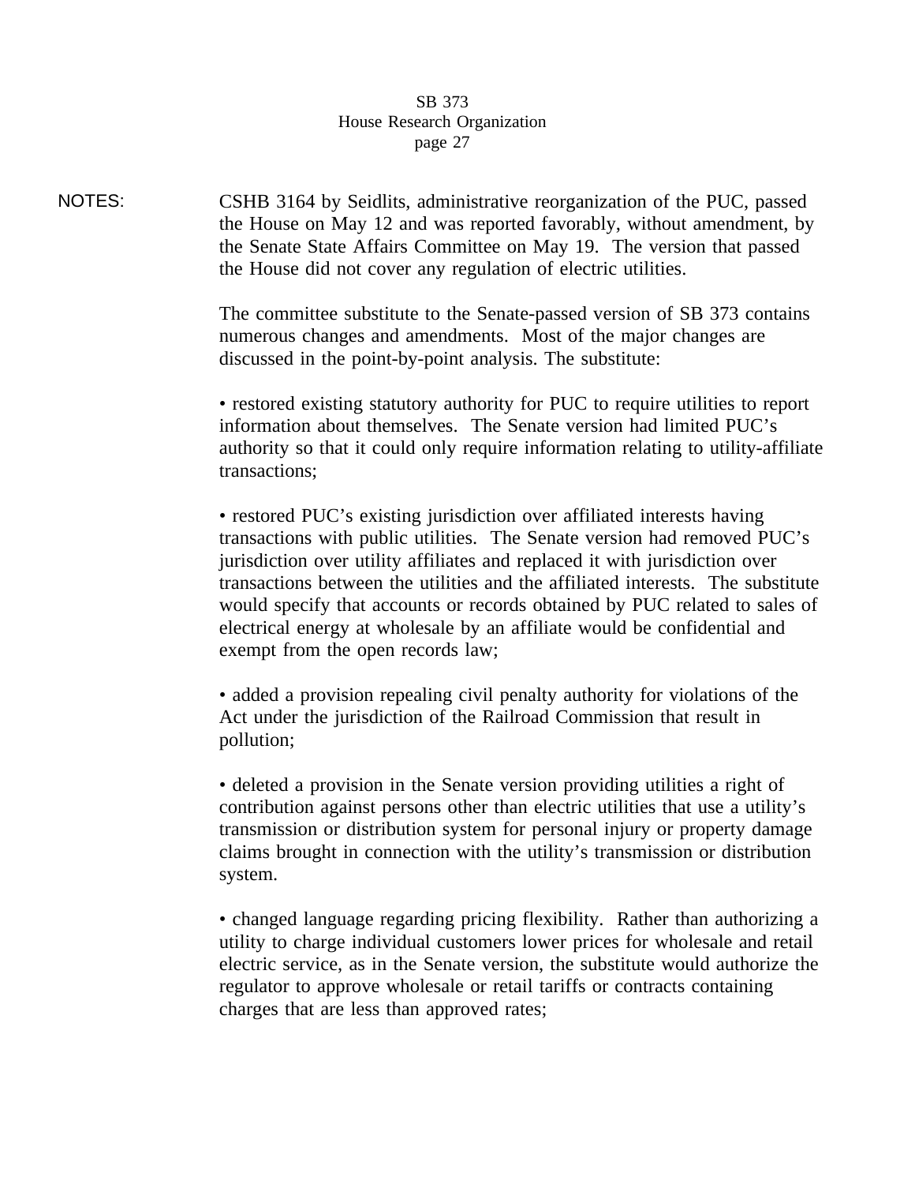NOTES: CSHB 3164 by Seidlits, administrative reorganization of the PUC, passed the House on May 12 and was reported favorably, without amendment, by the Senate State Affairs Committee on May 19. The version that passed the House did not cover any regulation of electric utilities.

The committee substitute to the Senate-passed version of SB 373 contains numerous changes and amendments. Most of the major changes are discussed in the point-by-point analysis. The substitute:

- restored existing statutory authority for PUC to require utilities to report information about themselves. The Senate version had limited PUC's authority so that it could only require information relating to utility-affiliate transactions;

- restored PUC's existing jurisdiction over affiliated interests having transactions with public utilities. The Senate version had removed PUC's jurisdiction over utility affiliates and replaced it with jurisdiction over transactions between the utilities and the affiliated interests. The substitute would specify that accounts or records obtained by PUC related to sales of electrical energy at wholesale by an affiliate would be confidential and exempt from the open records law;

- added a provision repealing civil penalty authority for violations of the Act under the jurisdiction of the Railroad Commission that result in pollution;

- deleted a provision in the Senate version providing utilities a right of contribution against persons other than electric utilities that use a utility's transmission or distribution system for personal injury or property damage claims brought in connection with the utility's transmission or distribution system.

- changed language regarding pricing flexibility. Rather than authorizing a utility to charge individual customers lower prices for wholesale and retail electric service, as in the Senate version, the substitute would authorize the regulator to approve wholesale or retail tariffs or contracts containing charges that are less than approved rates;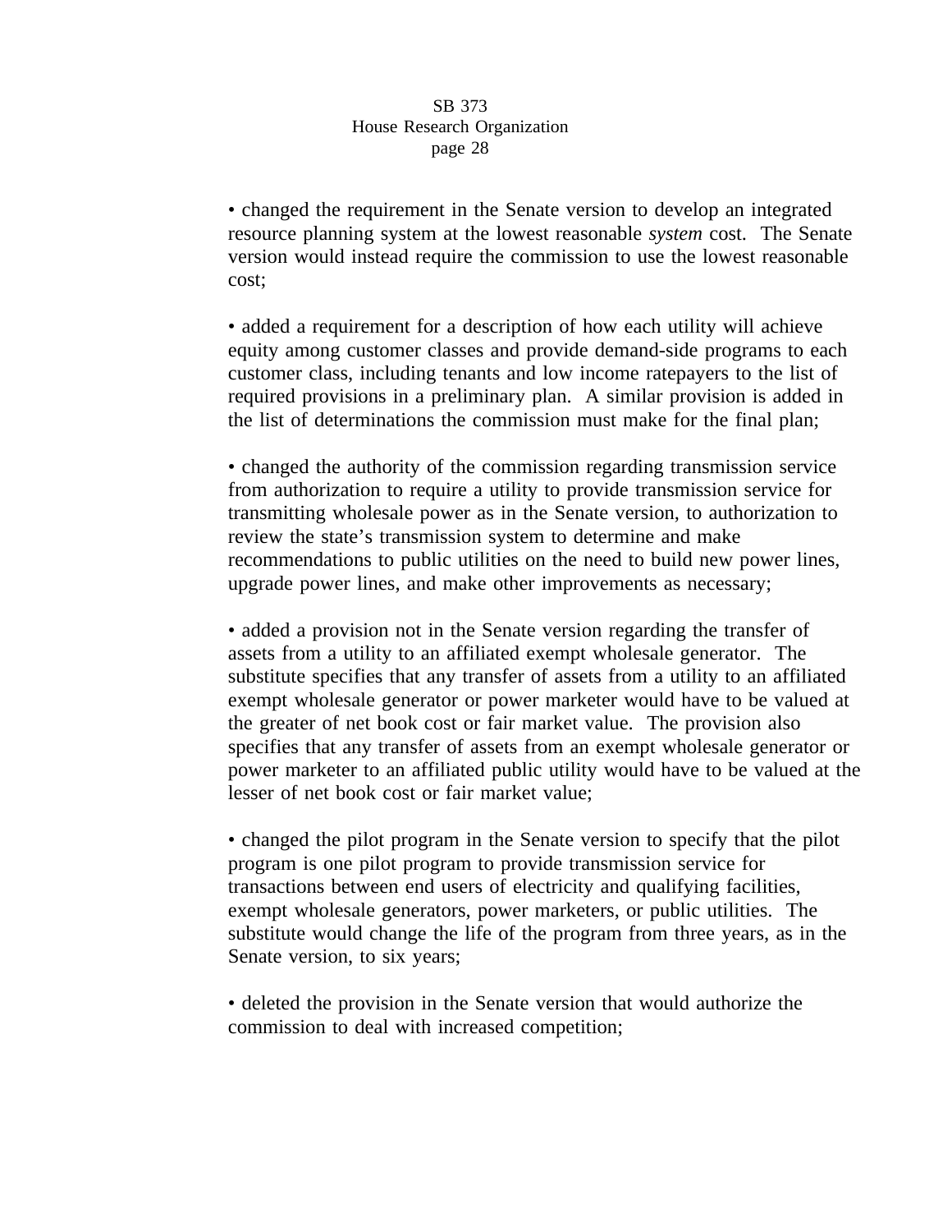• changed the requirement in the Senate version to develop an integrated resource planning system at the lowest reasonable *system* cost. The Senate version would instead require the commission to use the lowest reasonable cost;

• added a requirement for a description of how each utility will achieve equity among customer classes and provide demand-side programs to each customer class, including tenants and low income ratepayers to the list of required provisions in a preliminary plan. A similar provision is added in the list of determinations the commission must make for the final plan;

• changed the authority of the commission regarding transmission service from authorization to require a utility to provide transmission service for transmitting wholesale power as in the Senate version, to authorization to review the state's transmission system to determine and make recommendations to public utilities on the need to build new power lines, upgrade power lines, and make other improvements as necessary;

• added a provision not in the Senate version regarding the transfer of assets from a utility to an affiliated exempt wholesale generator. The substitute specifies that any transfer of assets from a utility to an affiliated exempt wholesale generator or power marketer would have to be valued at the greater of net book cost or fair market value. The provision also specifies that any transfer of assets from an exempt wholesale generator or power marketer to an affiliated public utility would have to be valued at the lesser of net book cost or fair market value;

• changed the pilot program in the Senate version to specify that the pilot program is one pilot program to provide transmission service for transactions between end users of electricity and qualifying facilities, exempt wholesale generators, power marketers, or public utilities. The substitute would change the life of the program from three years, as in the Senate version, to six years;

• deleted the provision in the Senate version that would authorize the commission to deal with increased competition;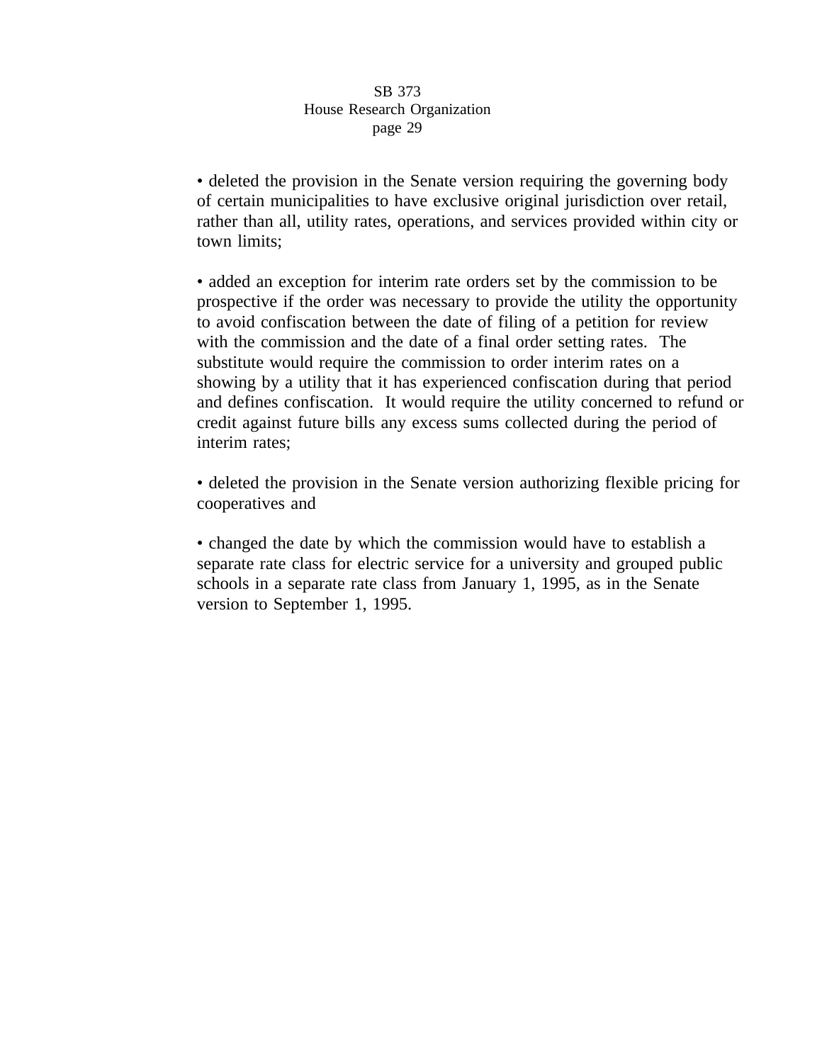- deleted the provision in the Senate version requiring the governing body of certain municipalities to have exclusive original jurisdiction over retail, rather than all, utility rates, operations, and services provided within city or town limits;

- added an exception for interim rate orders set by the commission to be prospective if the order was necessary to provide the utility the opportunity to avoid confiscation between the date of filing of a petition for review with the commission and the date of a final order setting rates. The substitute would require the commission to order interim rates on a showing by a utility that it has experienced confiscation during that period and defines confiscation. It would require the utility concerned to refund or credit against future bills any excess sums collected during the period of interim rates;

- deleted the provision in the Senate version authorizing flexible pricing for cooperatives and

- changed the date by which the commission would have to establish a separate rate class for electric service for a university and grouped public schools in a separate rate class from January 1, 1995, as in the Senate version to September 1, 1995.